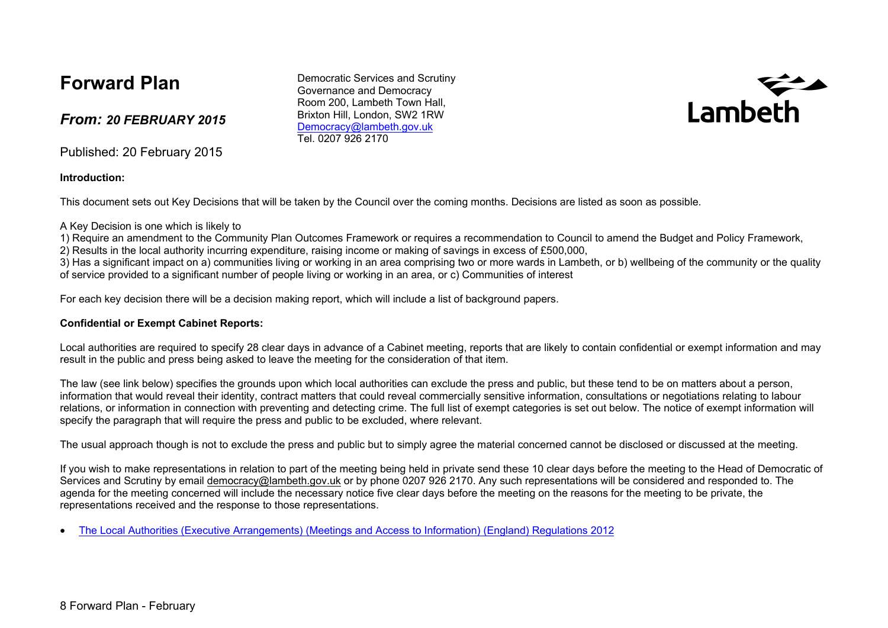# Forward Plan

***From: 20 FEBRUARY 2015***

Published: 20 February 2015

Democratic Services and Scrutiny
Governance and Democracy
Room 200, Lambeth Town Hall,
Brixton Hill, London, SW2 1RW
Democracy@lambeth.gov.uk
Tel. 0207 926 2170

Lambeth

**Introduction:**

This document sets out Key Decisions that will be taken by the Council over the coming months. Decisions are listed as soon as possible.

A Key Decision is one which is likely to
1) Require an amendment to the Community Plan Outcomes Framework or requires a recommendation to Council to amend the Budget and Policy Framework,
2) Results in the local authority incurring expenditure, raising income or making of savings in excess of £500,000,
3) Has a significant impact on a) communities living or working in an area comprising two or more wards in Lambeth, or b) wellbeing of the community or the quality of service provided to a significant number of people living or working in an area, or c) Communities of interest

For each key decision there will be a decision making report, which will include a list of background papers.

**Confidential or Exempt Cabinet Reports:**

Local authorities are required to specify 28 clear days in advance of a Cabinet meeting, reports that are likely to contain confidential or exempt information and may result in the public and press being asked to leave the meeting for the consideration of that item.

The law (see link below) specifies the grounds upon which local authorities can exclude the press and public, but these tend to be on matters about a person, information that would reveal their identity, contract matters that could reveal commercially sensitive information, consultations or negotiations relating to labour relations, or information in connection with preventing and detecting crime. The full list of exempt categories is set out below. The notice of exempt information will specify the paragraph that will require the press and public to be excluded, where relevant.

The usual approach though is not to exclude the press and public but to simply agree the material concerned cannot be disclosed or discussed at the meeting.

If you wish to make representations in relation to part of the meeting being held in private send these 10 clear days before the meeting to the Head of Democratic of Services and Scrutiny by email democracy@lambeth.gov.uk or by phone 0207 926 2170. Any such representations will be considered and responded to. The agenda for the meeting concerned will include the necessary notice five clear days before the meeting on the reasons for the meeting to be private, the representations received and the response to those representations.

- The Local Authorities (Executive Arrangements) (Meetings and Access to Information) (England) Regulations 2012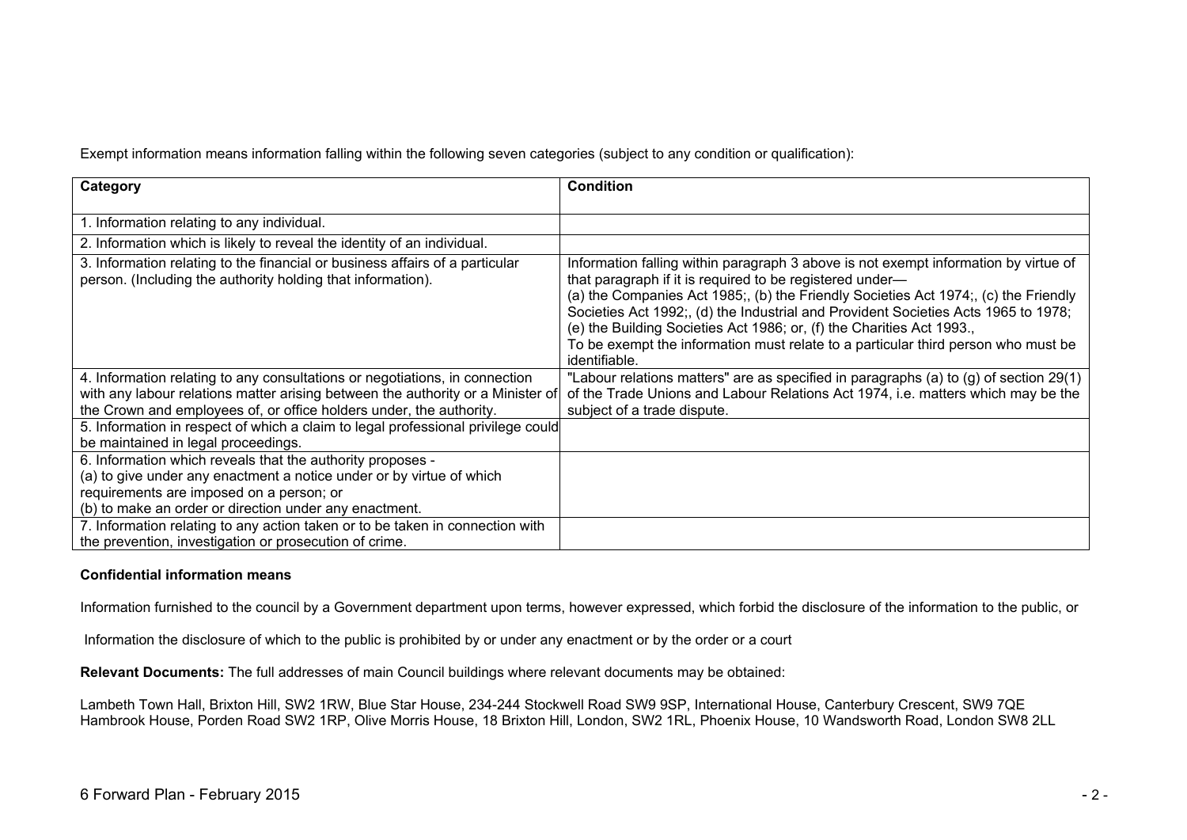Exempt information means information falling within the following seven categories (subject to any condition or qualification):

| Category | Condition |
|---|---|
| 1. Information relating to any individual. | |
| 2. Information which is likely to reveal the identity of an individual. | |
| 3. Information relating to the financial or business affairs of a particular person. (Including the authority holding that information). | Information falling within paragraph 3 above is not exempt information by virtue of that paragraph if it is required to be registered under—<br>(a) the Companies Act 1985;, (b) the Friendly Societies Act 1974;, (c) the Friendly Societies Act 1992;, (d) the Industrial and Provident Societies Acts 1965 to 1978; (e) the Building Societies Act 1986; or, (f) the Charities Act 1993.,<br>To be exempt the information must relate to a particular third person who must be identifiable. |
| 4. Information relating to any consultations or negotiations, in connection with any labour relations matter arising between the authority or a Minister of the Crown and employees of, or office holders under, the authority. | "Labour relations matters" are as specified in paragraphs (a) to (g) of section 29(1) of the Trade Unions and Labour Relations Act 1974, i.e. matters which may be the subject of a trade dispute. |
| 5. Information in respect of which a claim to legal professional privilege could be maintained in legal proceedings. | |
| 6. Information which reveals that the authority proposes -<br>(a) to give under any enactment a notice under or by virtue of which requirements are imposed on a person; or<br>(b) to make an order or direction under any enactment. | |
| 7. Information relating to any action taken or to be taken in connection with the prevention, investigation or prosecution of crime. | |

**Confidential information means**

Information furnished to the council by a Government department upon terms, however expressed, which forbid the disclosure of the information to the public, or

Information the disclosure of which to the public is prohibited by or under any enactment or by the order or a court

**Relevant Documents:** The full addresses of main Council buildings where relevant documents may be obtained:

Lambeth Town Hall, Brixton Hill, SW2 1RW, Blue Star House, 234-244 Stockwell Road SW9 9SP, International House, Canterbury Crescent, SW9 7QE Hambrook House, Porden Road SW2 1RP, Olive Morris House, 18 Brixton Hill, London, SW2 1RL, Phoenix House, 10 Wandsworth Road, London SW8 2LL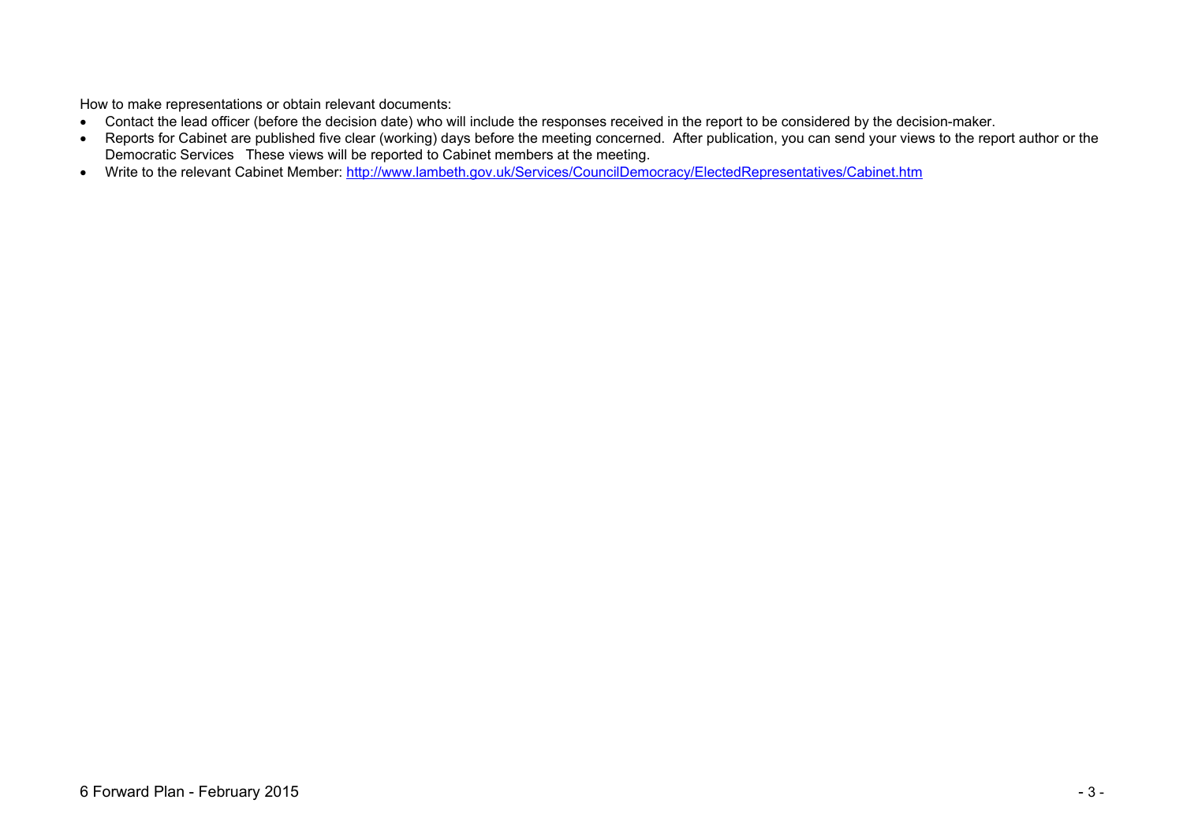How to make representations or obtain relevant documents:

- Contact the lead officer (before the decision date) who will include the responses received in the report to be considered by the decision-maker.
- Reports for Cabinet are published five clear (working) days before the meeting concerned. After publication, you can send your views to the report author or the Democratic Services These views will be reported to Cabinet members at the meeting.
- Write to the relevant Cabinet Member: [http://www.lambeth.gov.uk/Services/CouncilDemocracy/ElectedRepresentatives/Cabinet.htm](http://www.lambeth.gov.uk/Services/CouncilDemocracy/ElectedRepresentatives/Cabinet.htm)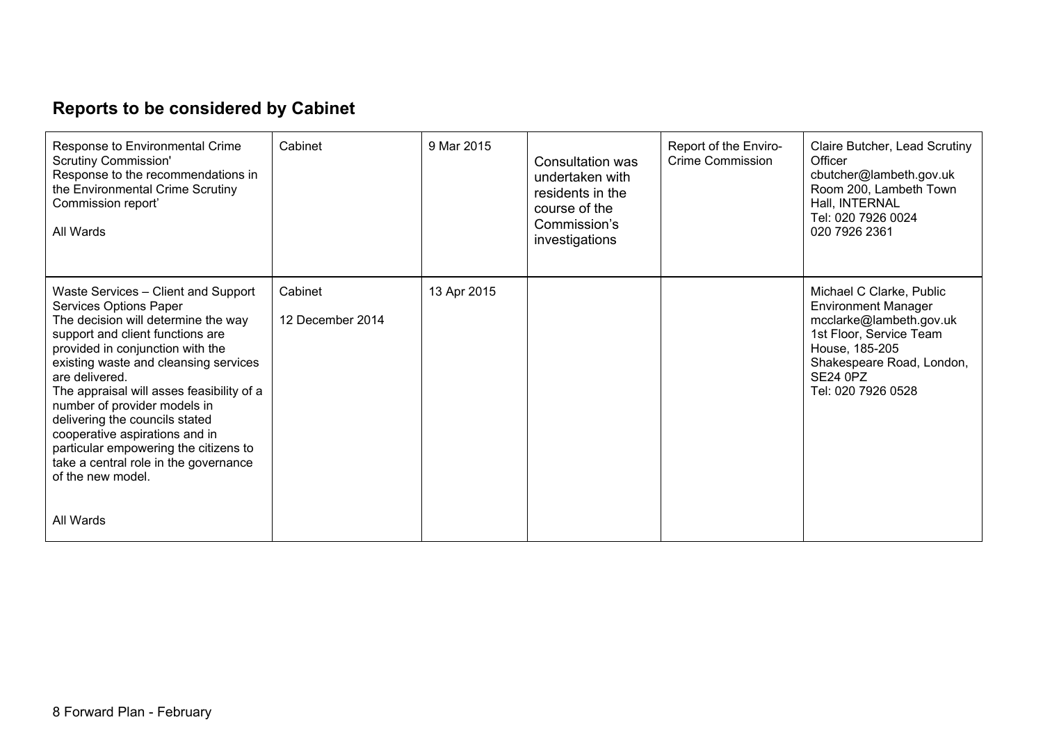## Reports to be considered by Cabinet

| Response to Environmental Crime Scrutiny Commission'<br>Response to the recommendations in the Environmental Crime Scrutiny Commission report'<br><br>All Wards | Cabinet | 9 Mar 2015 | Consultation was undertaken with residents in the course of the Commission's investigations | Report of the Enviro-Crime Commission | Claire Butcher, Lead Scrutiny Officer<br>cbutcher@lambeth.gov.uk<br>Room 200, Lambeth Town Hall, INTERNAL<br>Tel: 020 7926 0024<br>020 7926 2361 |
|---|---|---|---|---|---|
| Waste Services – Client and Support Services Options Paper<br>The decision will determine the way support and client functions are provided in conjunction with the existing waste and cleansing services are delivered.<br>The appraisal will asses feasibility of a number of provider models in delivering the councils stated cooperative aspirations and in particular empowering the citizens to take a central role in the governance of the new model.<br><br>All Wards | Cabinet<br><br>12 December 2014 | 13 Apr 2015 | | | Michael C Clarke, Public Environment Manager<br>mcclarke@lambeth.gov.uk<br>1st Floor, Service Team House, 185-205 Shakespeare Road, London, SE24 0PZ<br>Tel: 020 7926 0528 |

8 Forward Plan - February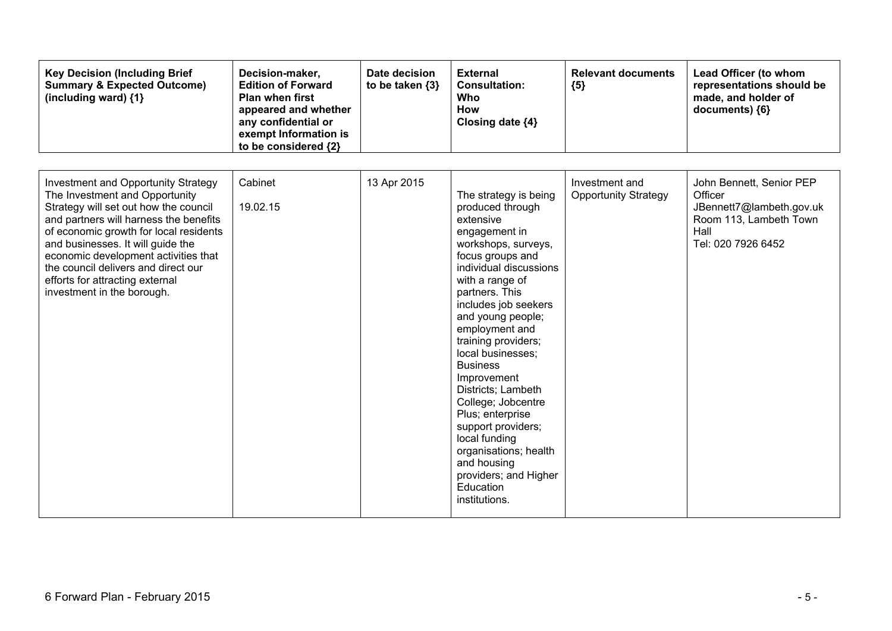| Key Decision (Including Brief Summary & Expected Outcome) (including ward) {1} | Decision-maker, Edition of Forward Plan when first appeared and whether any confidential or exempt Information is to be considered {2} | Date decision to be taken {3} | External Consultation: Who How Closing date {4} | Relevant documents {5} | Lead Officer (to whom representations should be made, and holder of documents) {6} |
|---|---|---|---|---|---|
| Investment and Opportunity Strategy The Investment and Opportunity Strategy will set out how the council and partners will harness the benefits of economic growth for local residents and businesses. It will guide the economic development activities that the council delivers and direct our efforts for attracting external investment in the borough. | Cabinet 19.02.15 | 13 Apr 2015 | The strategy is being produced through extensive engagement in workshops, surveys, focus groups and individual discussions with a range of partners. This includes job seekers and young people; employment and training providers; local businesses; Business Improvement Districts; Lambeth College; Jobcentre Plus; enterprise support providers; local funding organisations; health and housing providers; and Higher Education institutions. | Investment and Opportunity Strategy | John Bennett, Senior PEP Officer JBennett7@lambeth.gov.uk Room 113, Lambeth Town Hall Tel: 020 7926 6452 |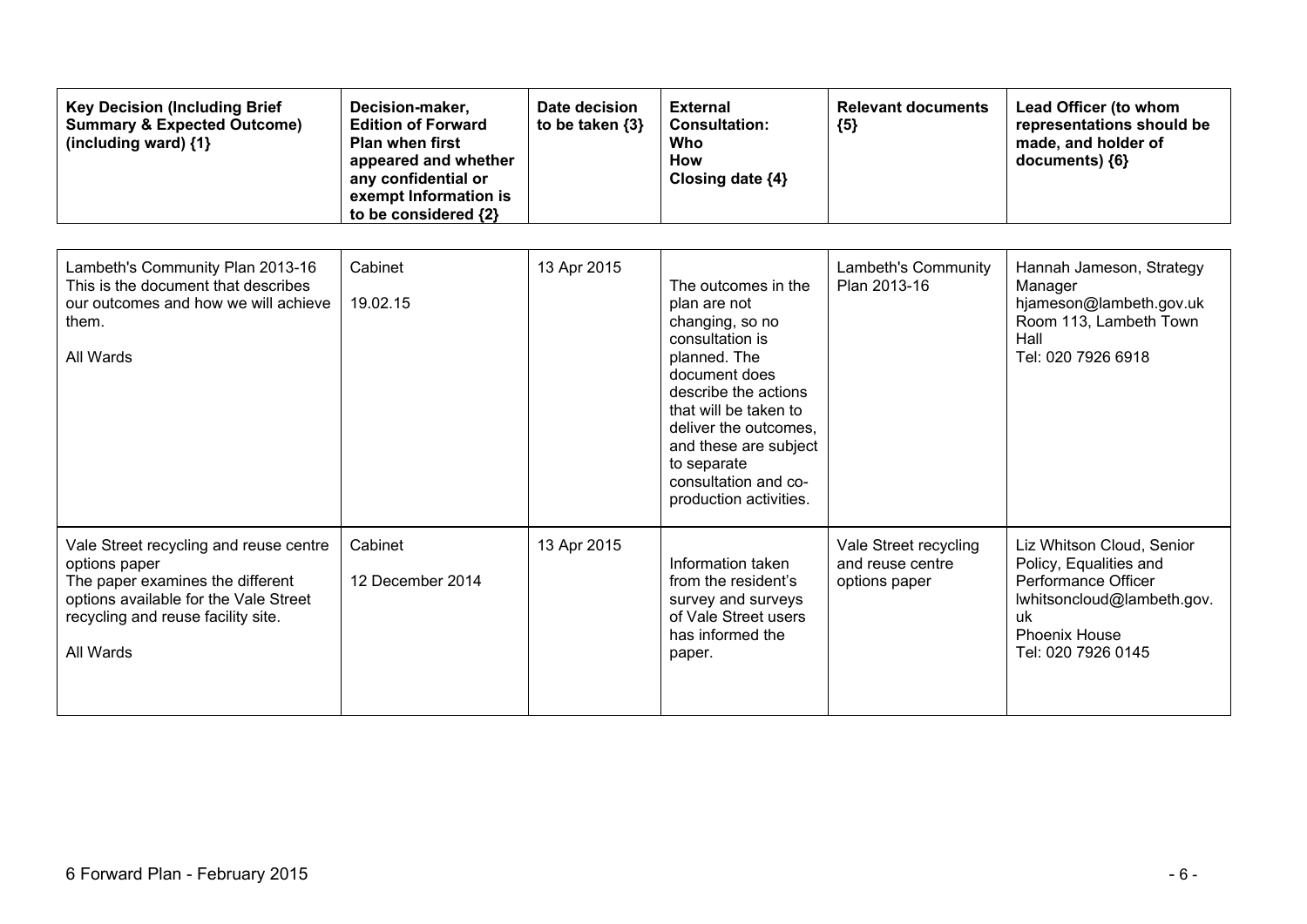| Key Decision (Including Brief Summary & Expected Outcome) (including ward) {1} | Decision-maker, Edition of Forward Plan when first appeared and whether any confidential or exempt Information is to be considered {2} | Date decision to be taken {3} | External Consultation: Who How Closing date {4} | Relevant documents {5} | Lead Officer (to whom representations should be made, and holder of documents) {6} |
|---|---|---|---|---|---|
| Lambeth's Community Plan 2013-16<br>This is the document that describes our outcomes and how we will achieve them.<br><br>All Wards | Cabinet<br><br>19.02.15 | 13 Apr 2015 | The outcomes in the plan are not changing, so no consultation is planned. The document does describe the actions that will be taken to deliver the outcomes, and these are subject to separate consultation and co-production activities. | Lambeth's Community Plan 2013-16 | Hannah Jameson, Strategy Manager<br>hjameson@lambeth.gov.uk<br>Room 113, Lambeth Town Hall<br>Tel: 020 7926 6918 |
| Vale Street recycling and reuse centre options paper<br>The paper examines the different options available for the Vale Street recycling and reuse facility site.<br><br>All Wards | Cabinet<br><br>12 December 2014 | 13 Apr 2015 | Information taken from the resident's survey and surveys of Vale Street users has informed the paper. | Vale Street recycling and reuse centre options paper | Liz Whitson Cloud, Senior Policy, Equalities and Performance Officer<br>lwhitsoncloud@lambeth.gov.uk<br>Phoenix House<br>Tel: 020 7926 0145 |

6 Forward Plan - February 2015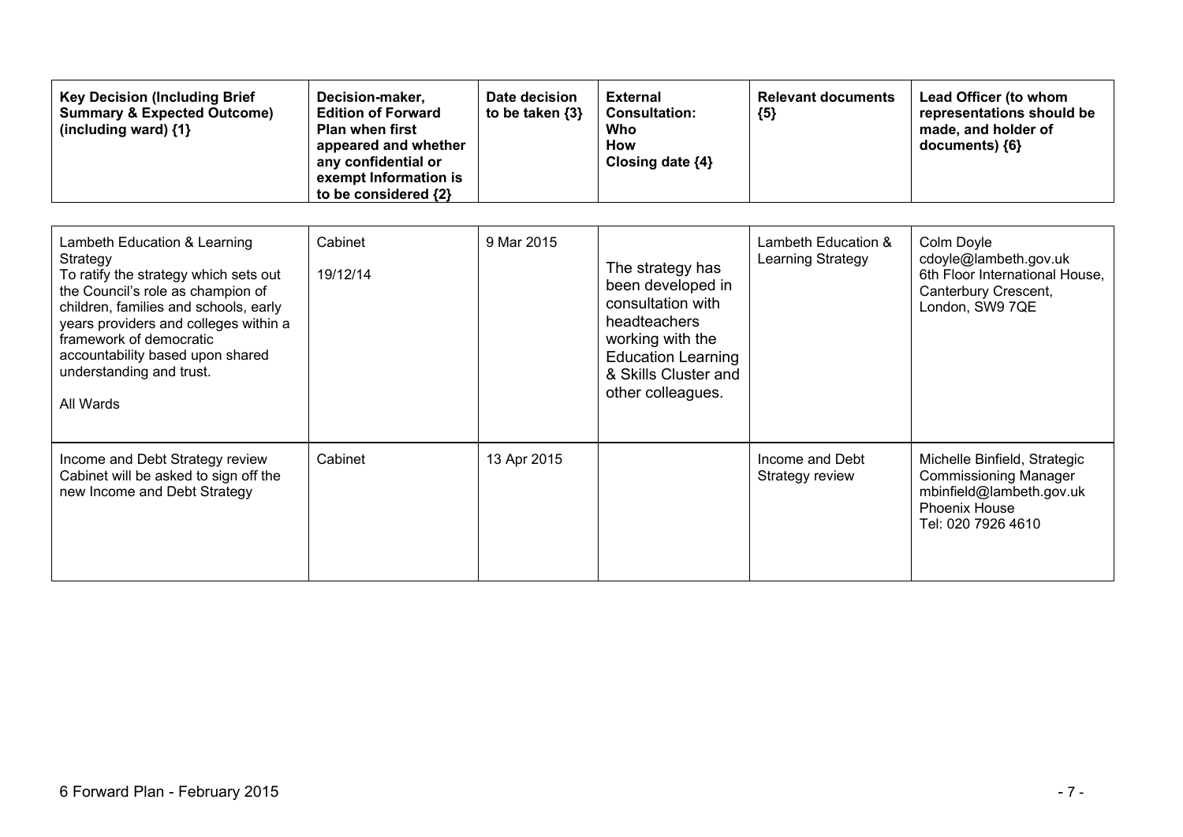| Key Decision (Including Brief Summary & Expected Outcome) (including ward) {1} | Decision-maker, Edition of Forward Plan when first appeared and whether any confidential or exempt Information is to be considered {2} | Date decision to be taken {3} | External Consultation: Who How Closing date {4} | Relevant documents {5} | Lead Officer (to whom representations should be made, and holder of documents) {6} |
|---|---|---|---|---|---|
| Lambeth Education & Learning Strategy<br>To ratify the strategy which sets out the Council's role as champion of children, families and schools, early years providers and colleges within a framework of democratic accountability based upon shared understanding and trust.<br><br>All Wards | Cabinet<br><br>19/12/14 | 9 Mar 2015 | The strategy has been developed in consultation with headteachers working with the Education Learning & Skills Cluster and other colleagues. | Lambeth Education & Learning Strategy | Colm Doyle<br>cdoyle@lambeth.gov.uk<br>6th Floor International House, Canterbury Crescent, London, SW9 7QE |
| Income and Debt Strategy review<br>Cabinet will be asked to sign off the new Income and Debt Strategy | Cabinet | 13 Apr 2015 | | Income and Debt Strategy review | Michelle Binfield, Strategic Commissioning Manager<br>mbinfield@lambeth.gov.uk<br>Phoenix House<br>Tel: 020 7926 4610 |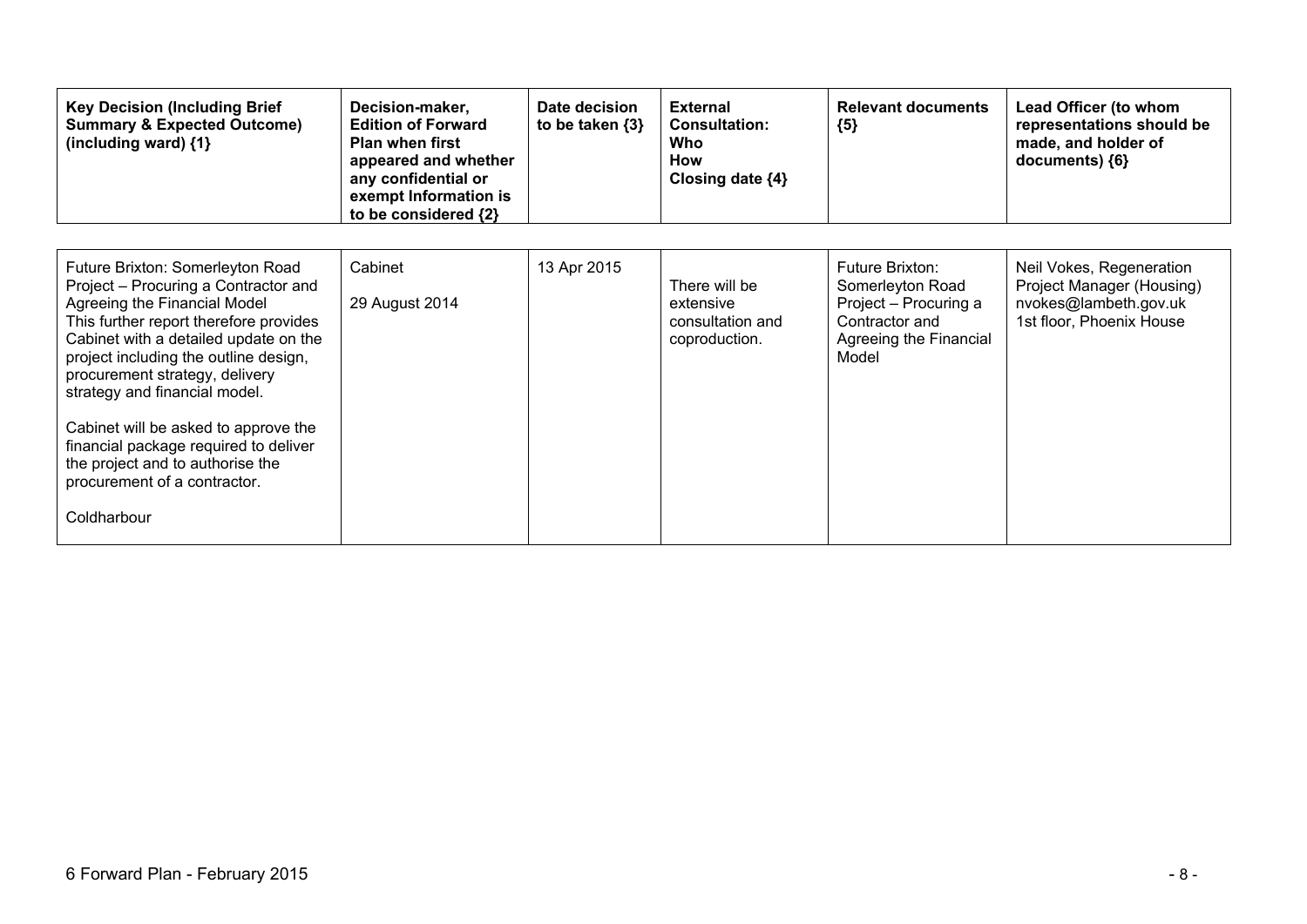| Key Decision (Including Brief Summary & Expected Outcome) (including ward) {1} | Decision-maker, Edition of Forward Plan when first appeared and whether any confidential or exempt Information is to be considered {2} | Date decision to be taken {3} | External Consultation: Who How Closing date {4} | Relevant documents {5} | Lead Officer (to whom representations should be made, and holder of documents) {6} |
|---|---|---|---|---|---|
| Future Brixton: Somerleyton Road Project – Procuring a Contractor and Agreeing the Financial Model<br>This further report therefore provides Cabinet with a detailed update on the project including the outline design, procurement strategy, delivery strategy and financial model.<br><br>Cabinet will be asked to approve the financial package required to deliver the project and to authorise the procurement of a contractor.<br><br>Coldharbour | Cabinet<br><br>29 August 2014 | 13 Apr 2015 | There will be extensive consultation and coproduction. | Future Brixton: Somerleyton Road Project – Procuring a Contractor and Agreeing the Financial Model | Neil Vokes, Regeneration Project Manager (Housing)<br>nvokes@lambeth.gov.uk<br>1st floor, Phoenix House |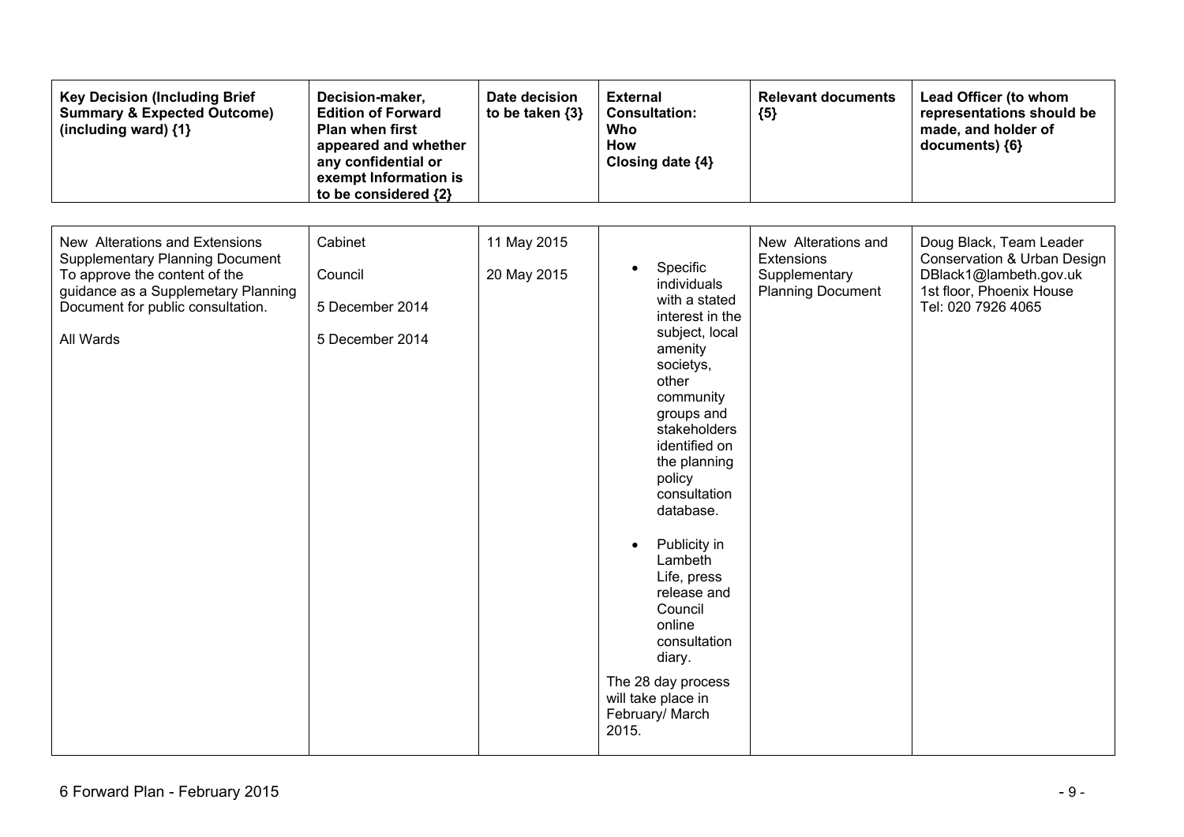| Key Decision (Including Brief Summary & Expected Outcome) (including ward) {1} | Decision-maker, Edition of Forward Plan when first appeared and whether any confidential or exempt Information is to be considered {2} | Date decision to be taken {3} | External Consultation: Who How Closing date {4} | Relevant documents {5} | Lead Officer (to whom representations should be made, and holder of documents) {6} |
|---|---|---|---|---|---|
| New Alterations and Extensions Supplementary Planning Document<br>To approve the content of the guidance as a Supplemetary Planning Document for public consultation.<br><br>All Wards | Cabinet<br><br>Council<br><br>5 December 2014<br><br>5 December 2014 | 11 May 2015<br><br>20 May 2015 | • Specific individuals with a stated interest in the subject, local amenity societys, other community groups and stakeholders identified on the planning policy consultation database.<br><br>• Publicity in Lambeth Life, press release and Council online consultation diary.<br><br>The 28 day process will take place in February/ March 2015. | New Alterations and Extensions Supplementary Planning Document | Doug Black, Team Leader Conservation & Urban Design<br>DBlack1@lambeth.gov.uk<br>1st floor, Phoenix House<br>Tel: 020 7926 4065 |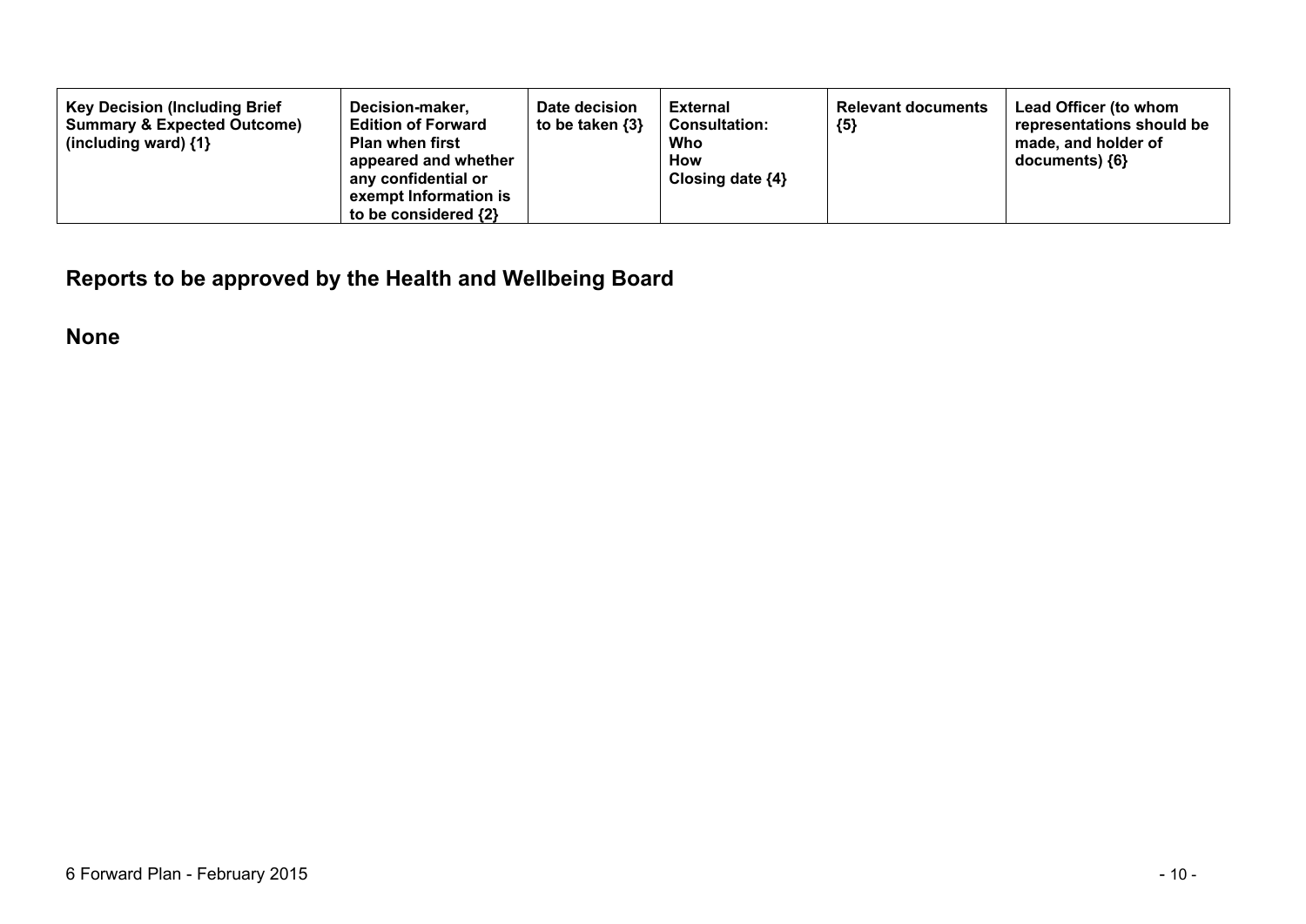| Key Decision (Including Brief Summary & Expected Outcome) (including ward) {1} | Decision-maker, Edition of Forward Plan when first appeared and whether any confidential or exempt Information is to be considered {2} | Date decision to be taken {3} | External Consultation: Who How Closing date {4} | Relevant documents {5} | Lead Officer (to whom representations should be made, and holder of documents) {6} |
| --- | --- | --- | --- | --- | --- |

## Reports to be approved by the Health and Wellbeing Board

**None**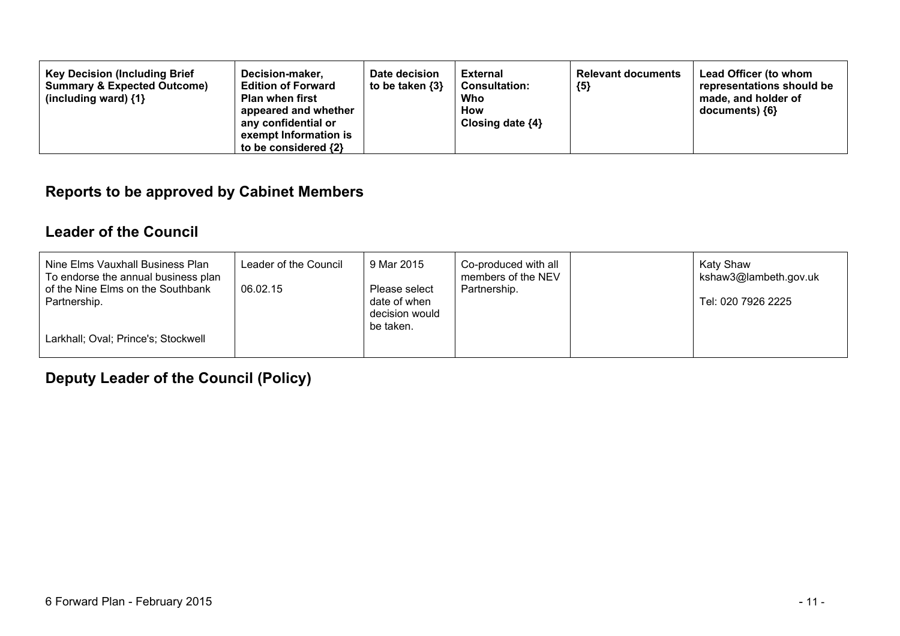| Key Decision (Including Brief Summary & Expected Outcome) (including ward) {1} | Decision-maker, Edition of Forward Plan when first appeared and whether any confidential or exempt Information is to be considered {2} | Date decision to be taken {3} | External Consultation: Who How Closing date {4} | Relevant documents {5} | Lead Officer (to whom representations should be made, and holder of documents) {6} |
|---|---|---|---|---|---|

## Reports to be approved by Cabinet Members

### Leader of the Council

| | | | | | |
|---|---|---|---|---|---|
| Nine Elms Vauxhall Business Plan To endorse the annual business plan of the Nine Elms on the Southbank Partnership.<br><br>Larkhall; Oval; Prince's; Stockwell | Leader of the Council<br><br>06.02.15 | 9 Mar 2015<br><br>Please select date of when decision would be taken. | Co-produced with all members of the NEV Partnership. | | Katy Shaw<br>kshaw3@lambeth.gov.uk<br><br>Tel: 020 7926 2225 |

### Deputy Leader of the Council (Policy)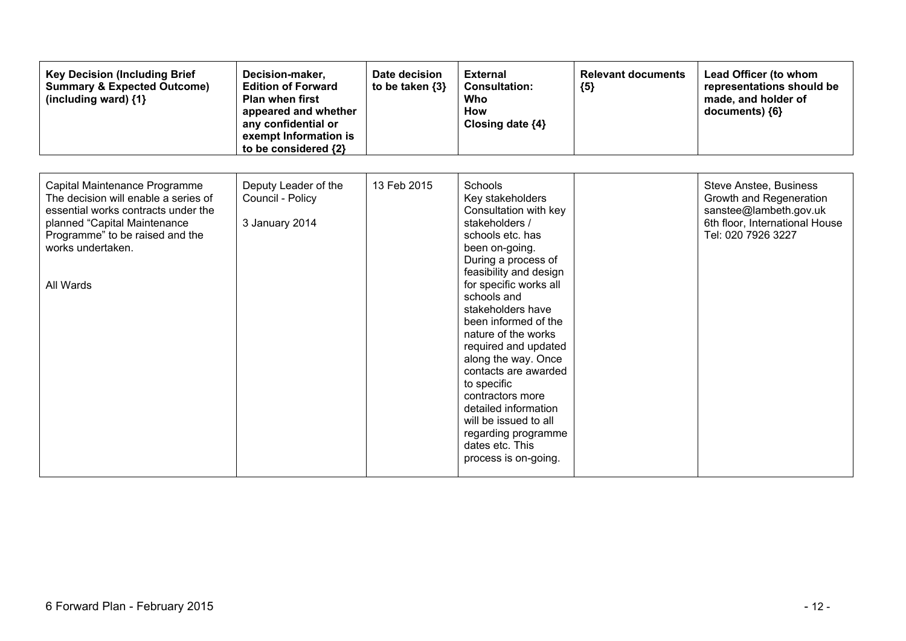| Key Decision (Including Brief Summary & Expected Outcome) (including ward) {1} | Decision-maker, Edition of Forward Plan when first appeared and whether any confidential or exempt Information is to be considered {2} | Date decision to be taken {3} | External Consultation: Who How Closing date {4} | Relevant documents {5} | Lead Officer (to whom representations should be made, and holder of documents) {6} |
|---|---|---|---|---|---|
| Capital Maintenance Programme The decision will enable a series of essential works contracts under the planned "Capital Maintenance Programme" to be raised and the works undertaken.<br><br>All Wards | Deputy Leader of the Council - Policy<br><br>3 January 2014 | 13 Feb 2015 | Schools<br>Key stakeholders<br>Consultation with key stakeholders / schools etc. has been on-going. During a process of feasibility and design for specific works all schools and stakeholders have been informed of the nature of the works required and updated along the way. Once contacts are awarded to specific contractors more detailed information will be issued to all regarding programme dates etc. This process is on-going. | | Steve Anstee, Business Growth and Regeneration sanstee@lambeth.gov.uk 6th floor, International House Tel: 020 7926 3227 |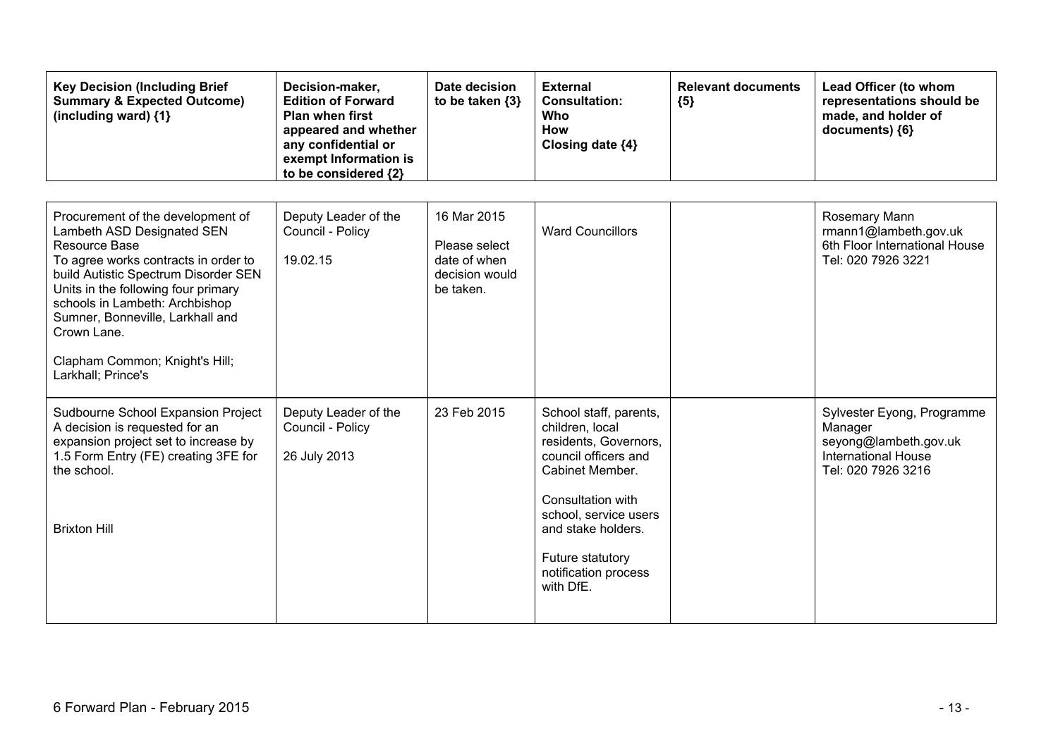| Key Decision (Including Brief Summary & Expected Outcome) (including ward) {1} | Decision-maker, Edition of Forward Plan when first appeared and whether any confidential or exempt Information is to be considered {2} | Date decision to be taken {3} | External Consultation: Who How Closing date {4} | Relevant documents {5} | Lead Officer (to whom representations should be made, and holder of documents) {6} |
|---|---|---|---|---|---|
| Procurement of the development of Lambeth ASD Designated SEN Resource Base<br>To agree works contracts in order to build Autistic Spectrum Disorder SEN Units in the following four primary schools in Lambeth: Archbishop Sumner, Bonneville, Larkhall and Crown Lane.<br><br>Clapham Common; Knight's Hill; Larkhall; Prince's | Deputy Leader of the Council - Policy<br><br>19.02.15 | 16 Mar 2015<br><br>Please select date of when decision would be taken. | Ward Councillors | | Rosemary Mann<br>rmann1@lambeth.gov.uk<br>6th Floor International House<br>Tel: 020 7926 3221 |
| Sudbourne School Expansion Project<br>A decision is requested for an expansion project set to increase by 1.5 Form Entry (FE) creating 3FE for the school.<br><br>Brixton Hill | Deputy Leader of the Council - Policy<br><br>26 July 2013 | 23 Feb 2015 | School staff, parents, children, local residents, Governors, council officers and Cabinet Member.<br><br>Consultation with school, service users and stake holders.<br><br>Future statutory notification process with DfE. | | Sylvester Eyong, Programme Manager<br>seyong@lambeth.gov.uk<br>International House<br>Tel: 020 7926 3216 |

6 Forward Plan - February 2015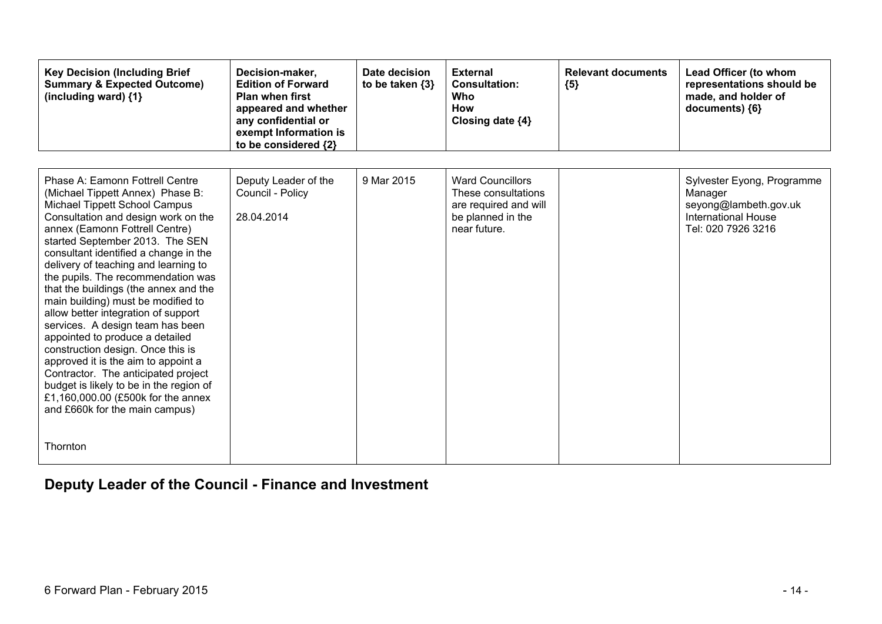| Key Decision (Including Brief Summary & Expected Outcome) (including ward) {1} | Decision-maker, Edition of Forward Plan when first appeared and whether any confidential or exempt Information is to be considered {2} | Date decision to be taken {3} | External Consultation: Who How Closing date {4} | Relevant documents {5} | Lead Officer (to whom representations should be made, and holder of documents) {6} |
|---|---|---|---|---|---|
| Phase A: Eamonn Fottrell Centre (Michael Tippett Annex) Phase B: Michael Tippett School Campus Consultation and design work on the annex (Eamonn Fottrell Centre) started September 2013. The SEN consultant identified a change in the delivery of teaching and learning to the pupils. The recommendation was that the buildings (the annex and the main building) must be modified to allow better integration of support services. A design team has been appointed to produce a detailed construction design. Once this is approved it is the aim to appoint a Contractor. The anticipated project budget is likely to be in the region of £1,160,000.00 (£500k for the annex and £660k for the main campus)<br><br>Thornton | Deputy Leader of the Council - Policy<br><br>28.04.2014 | 9 Mar 2015 | Ward Councillors These consultations are required and will be planned in the near future. | | Sylvester Eyong, Programme Manager seyong@lambeth.gov.uk International House Tel: 020 7926 3216 |

## Deputy Leader of the Council - Finance and Investment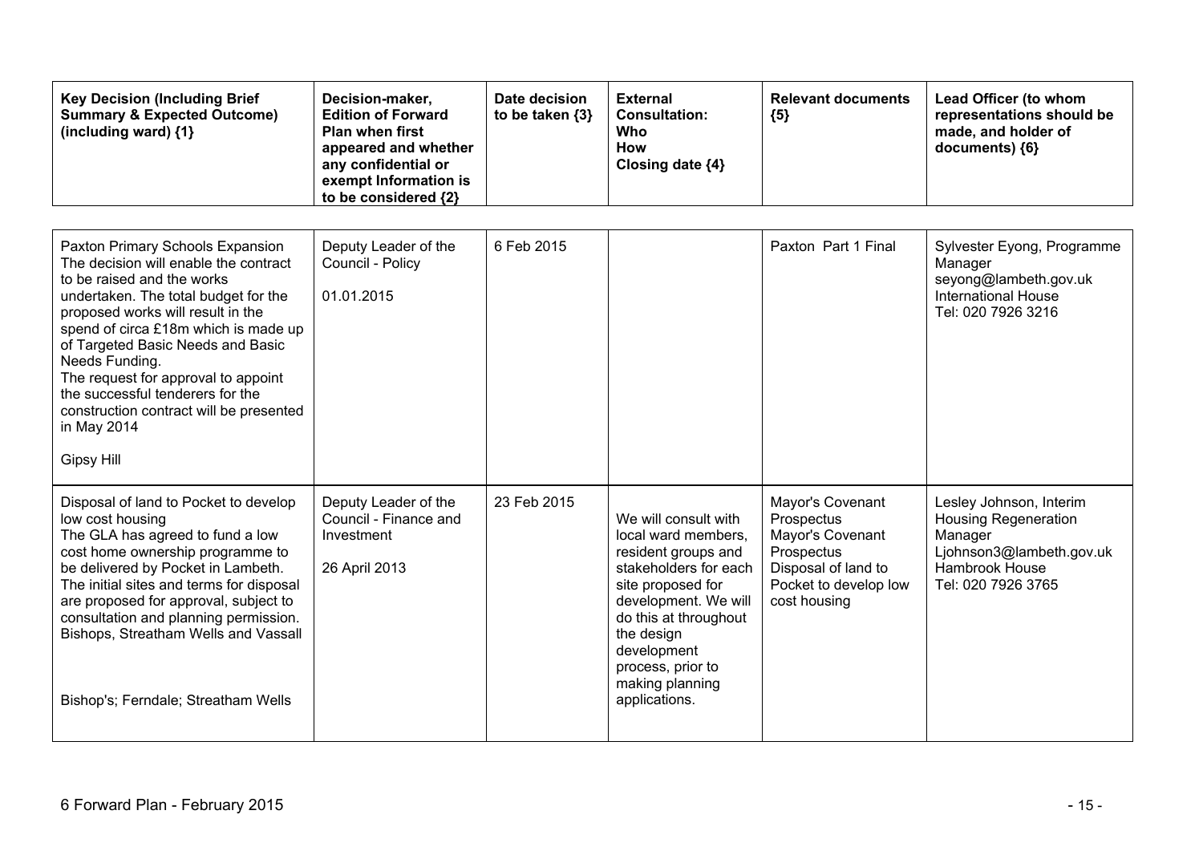| Key Decision (Including Brief Summary & Expected Outcome) (including ward) {1} | Decision-maker, Edition of Forward Plan when first appeared and whether any confidential or exempt Information is to be considered {2} | Date decision to be taken {3} | External Consultation: Who How Closing date {4} | Relevant documents {5} | Lead Officer (to whom representations should be made, and holder of documents) {6} |
|---|---|---|---|---|---|
| Paxton Primary Schools Expansion<br>The decision will enable the contract to be raised and the works undertaken. The total budget for the proposed works will result in the spend of circa £18m which is made up of Targeted Basic Needs and Basic Needs Funding.<br>The request for approval to appoint the successful tenderers for the construction contract will be presented in May 2014<br><br>Gipsy Hill | Deputy Leader of the Council - Policy<br><br>01.01.2015 | 6 Feb 2015 | | Paxton Part 1 Final | Sylvester Eyong, Programme Manager<br>seyong@lambeth.gov.uk<br>International House<br>Tel: 020 7926 3216 |
| Disposal of land to Pocket to develop low cost housing<br>The GLA has agreed to fund a low cost home ownership programme to be delivered by Pocket in Lambeth. The initial sites and terms for disposal are proposed for approval, subject to consultation and planning permission. Bishops, Streatham Wells and Vassall<br><br>Bishop's; Ferndale; Streatham Wells | Deputy Leader of the Council - Finance and Investment<br><br>26 April 2013 | 23 Feb 2015 | We will consult with local ward members, resident groups and stakeholders for each site proposed for development. We will do this at throughout the design development process, prior to making planning applications. | Mayor's Covenant Prospectus<br>Mayor's Covenant Prospectus<br>Disposal of land to Pocket to develop low cost housing | Lesley Johnson, Interim Housing Regeneration Manager<br>Ljohnson3@lambeth.gov.uk<br>Hambrook House<br>Tel: 020 7926 3765 |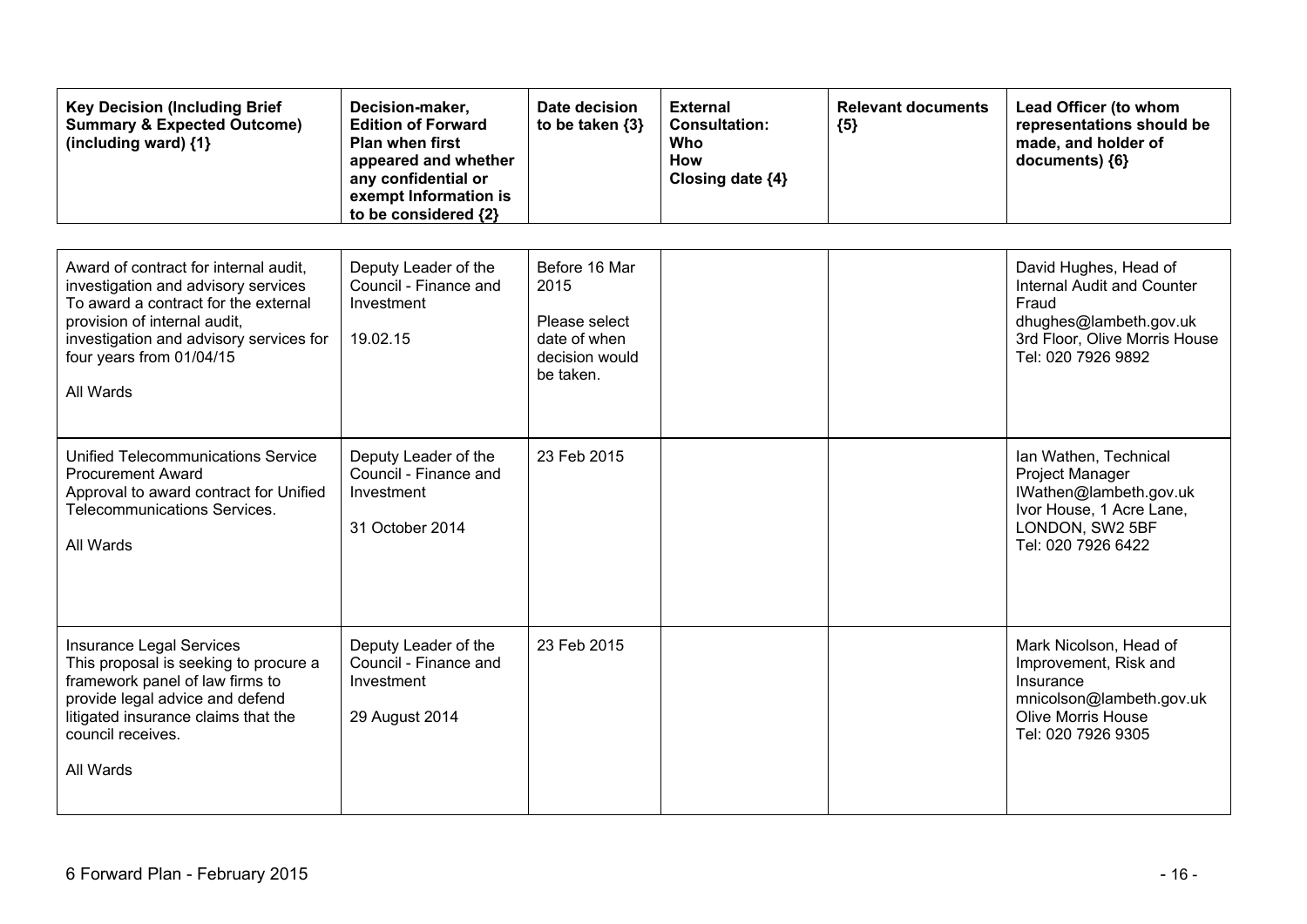| Key Decision (Including Brief Summary & Expected Outcome) (including ward) {1} | Decision-maker, Edition of Forward Plan when first appeared and whether any confidential or exempt Information is to be considered {2} | Date decision to be taken {3} | External Consultation: Who How Closing date {4} | Relevant documents {5} | Lead Officer (to whom representations should be made, and holder of documents) {6} |
|---|---|---|---|---|---|
| Award of contract for internal audit, investigation and advisory services<br>To award a contract for the external provision of internal audit, investigation and advisory services for four years from 01/04/15<br><br>All Wards | Deputy Leader of the Council - Finance and Investment<br><br>19.02.15 | Before 16 Mar 2015<br><br>Please select date of when decision would be taken. | | | David Hughes, Head of Internal Audit and Counter Fraud<br>dhughes@lambeth.gov.uk<br>3rd Floor, Olive Morris House<br>Tel: 020 7926 9892 |
| Unified Telecommunications Service Procurement Award<br>Approval to award contract for Unified Telecommunications Services.<br><br>All Wards | Deputy Leader of the Council - Finance and Investment<br><br>31 October 2014 | 23 Feb 2015 | | | Ian Wathen, Technical Project Manager<br>IWathen@lambeth.gov.uk<br>Ivor House, 1 Acre Lane, LONDON, SW2 5BF<br>Tel: 020 7926 6422 |
| Insurance Legal Services<br>This proposal is seeking to procure a framework panel of law firms to provide legal advice and defend litigated insurance claims that the council receives.<br><br>All Wards | Deputy Leader of the Council - Finance and Investment<br><br>29 August 2014 | 23 Feb 2015 | | | Mark Nicolson, Head of Improvement, Risk and Insurance<br>mnicolson@lambeth.gov.uk<br>Olive Morris House<br>Tel: 020 7926 9305 |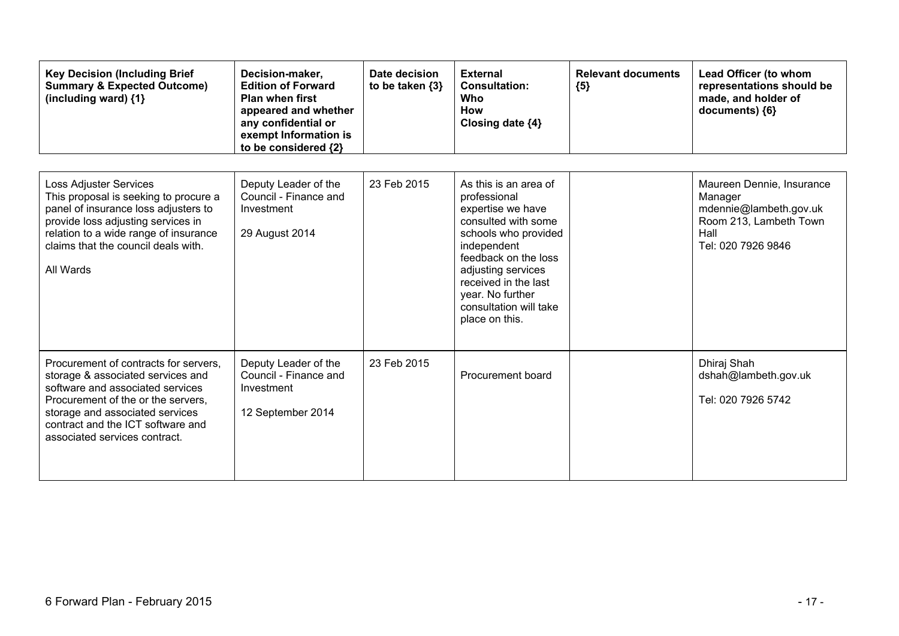| Key Decision (Including Brief Summary & Expected Outcome) (including ward) {1} | Decision-maker, Edition of Forward Plan when first appeared and whether any confidential or exempt Information is to be considered {2} | Date decision to be taken {3} | External Consultation: Who How Closing date {4} | Relevant documents {5} | Lead Officer (to whom representations should be made, and holder of documents) {6} |
|---|---|---|---|---|---|
| Loss Adjuster Services<br>This proposal is seeking to procure a panel of insurance loss adjusters to provide loss adjusting services in relation to a wide range of insurance claims that the council deals with.<br><br>All Wards | Deputy Leader of the Council - Finance and Investment<br><br>29 August 2014 | 23 Feb 2015 | As this is an area of professional expertise we have consulted with some schools who provided independent feedback on the loss adjusting services received in the last year. No further consultation will take place on this. | | Maureen Dennie, Insurance Manager<br>mdennie@lambeth.gov.uk<br>Room 213, Lambeth Town Hall<br>Tel: 020 7926 9846 |
| Procurement of contracts for servers, storage & associated services and software and associated services<br>Procurement of the or the servers, storage and associated services contract and the ICT software and associated services contract. | Deputy Leader of the Council - Finance and Investment<br><br>12 September 2014 | 23 Feb 2015 | Procurement board | | Dhiraj Shah<br>dshah@lambeth.gov.uk<br><br>Tel: 020 7926 5742 |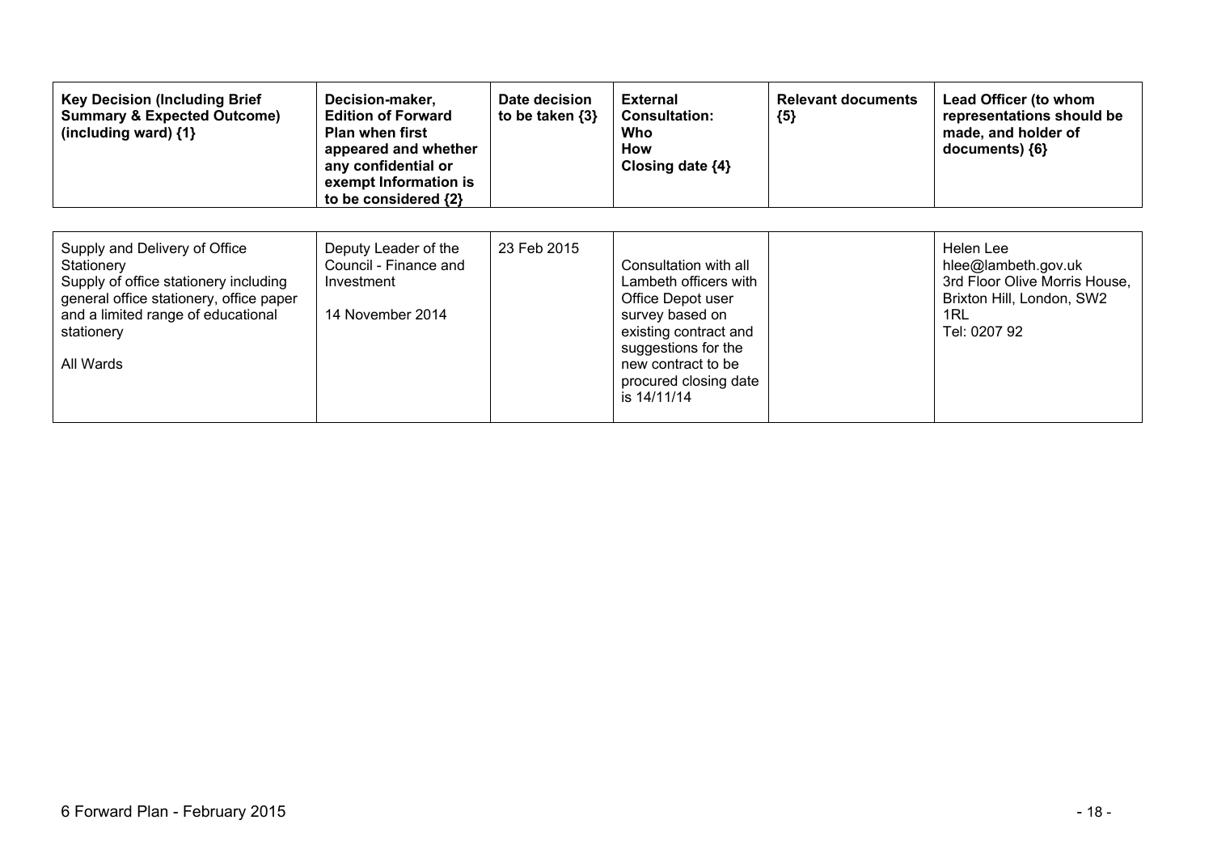| Key Decision (Including Brief Summary & Expected Outcome) (including ward) {1} | Decision-maker, Edition of Forward Plan when first appeared and whether any confidential or exempt Information is to be considered {2} | Date decision to be taken {3} | External Consultation: Who How Closing date {4} | Relevant documents {5} | Lead Officer (to whom representations should be made, and holder of documents) {6} |
|---|---|---|---|---|---|
| Supply and Delivery of Office Stationery<br>Supply of office stationery including general office stationery, office paper and a limited range of educational stationery<br><br>All Wards | Deputy Leader of the Council - Finance and Investment<br><br>14 November 2014 | 23 Feb 2015 | Consultation with all Lambeth officers with Office Depot user survey based on existing contract and suggestions for the new contract to be procured closing date is 14/11/14 | | Helen Lee<br>hlee@lambeth.gov.uk<br>3rd Floor Olive Morris House, Brixton Hill, London, SW2 1RL<br>Tel: 0207 92 |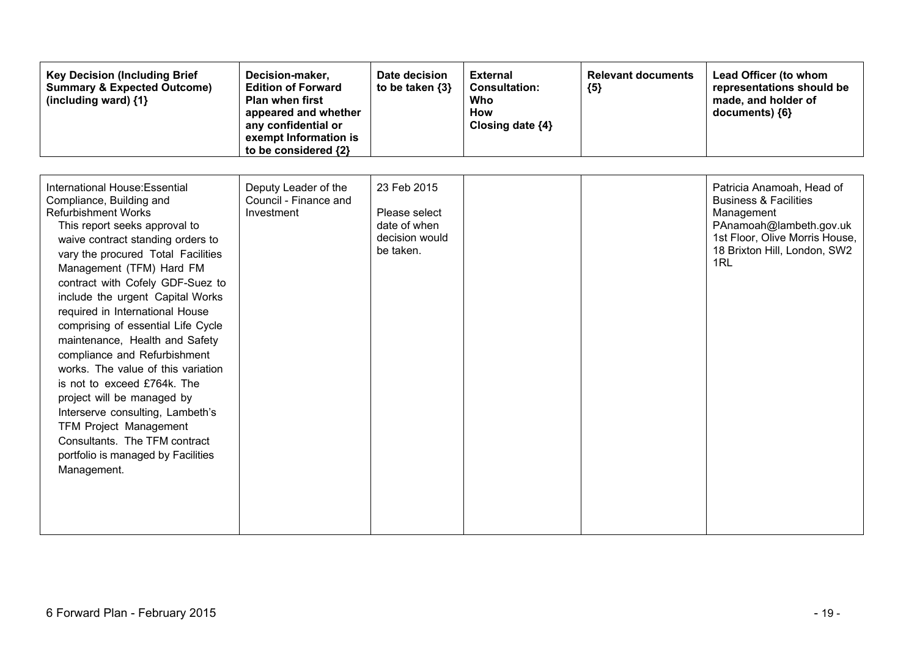| Key Decision (Including Brief Summary & Expected Outcome) (including ward) {1} | Decision-maker, Edition of Forward Plan when first appeared and whether any confidential or exempt Information is to be considered {2} | Date decision to be taken {3} | External Consultation: Who How Closing date {4} | Relevant documents {5} | Lead Officer (to whom representations should be made, and holder of documents) {6} |
|---|---|---|---|---|---|
| International House:Essential Compliance, Building and Refurbishment Works<br>This report seeks approval to waive contract standing orders to vary the procured Total Facilities Management (TFM) Hard FM contract with Cofely GDF-Suez to include the urgent Capital Works required in International House comprising of essential Life Cycle maintenance, Health and Safety compliance and Refurbishment works. The value of this variation is not to exceed £764k. The project will be managed by Interserve consulting, Lambeth's TFM Project Management Consultants. The TFM contract portfolio is managed by Facilities Management. | Deputy Leader of the Council - Finance and Investment | 23 Feb 2015<br><br>Please select date of when decision would be taken. | | | Patricia Anamoah, Head of Business & Facilities Management<br>PAnamoah@lambeth.gov.uk<br>1st Floor, Olive Morris House, 18 Brixton Hill, London, SW2 1RL |

6 Forward Plan - February 2015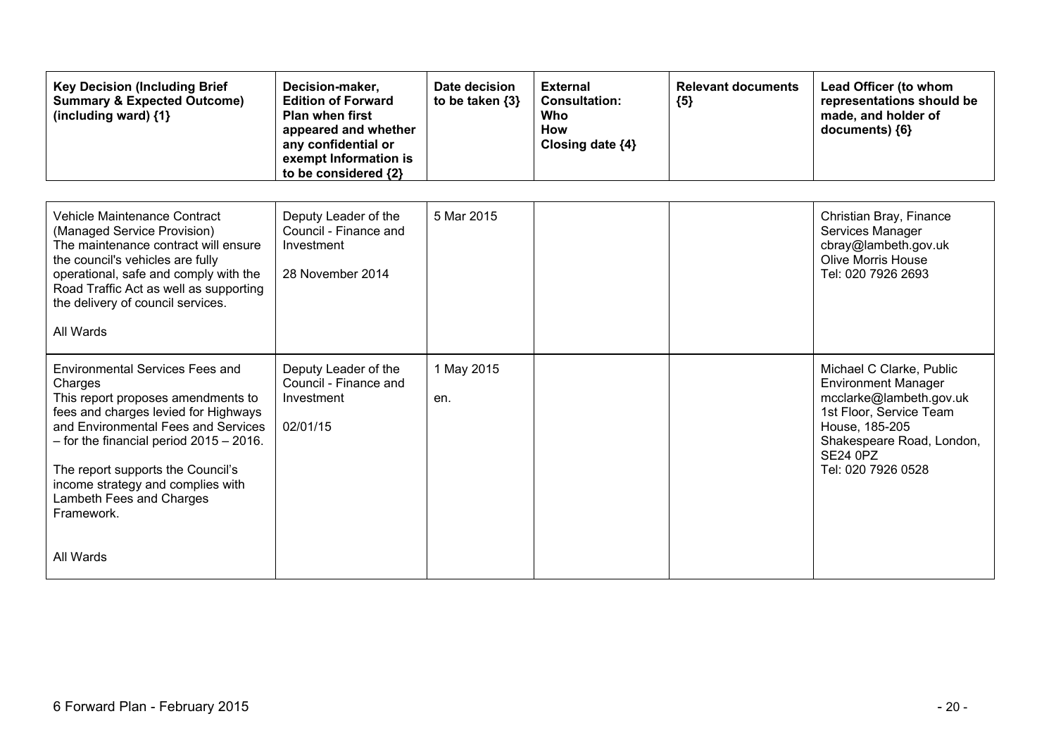| Key Decision (Including Brief Summary & Expected Outcome) (including ward) {1} | Decision-maker, Edition of Forward Plan when first appeared and whether any confidential or exempt Information is to be considered {2} | Date decision to be taken {3} | External Consultation: Who How Closing date {4} | Relevant documents {5} | Lead Officer (to whom representations should be made, and holder of documents) {6} |
|---|---|---|---|---|---|
| Vehicle Maintenance Contract (Managed Service Provision)<br>The maintenance contract will ensure the council's vehicles are fully operational, safe and comply with the Road Traffic Act as well as supporting the delivery of council services.<br><br>All Wards | Deputy Leader of the Council - Finance and Investment<br><br>28 November 2014 | 5 Mar 2015 | | | Christian Bray, Finance Services Manager<br>cbray@lambeth.gov.uk<br>Olive Morris House<br>Tel: 020 7926 2693 |
| Environmental Services Fees and Charges<br>This report proposes amendments to fees and charges levied for Highways and Environmental Fees and Services – for the financial period 2015 – 2016.<br><br>The report supports the Council's income strategy and complies with Lambeth Fees and Charges Framework.<br><br>All Wards | Deputy Leader of the Council - Finance and Investment<br><br>02/01/15 | 1 May 2015<br><br>en. | | | Michael C Clarke, Public Environment Manager<br>mcclarke@lambeth.gov.uk<br>1st Floor, Service Team House, 185-205 Shakespeare Road, London, SE24 0PZ<br>Tel: 020 7926 0528 |

6 Forward Plan - February 2015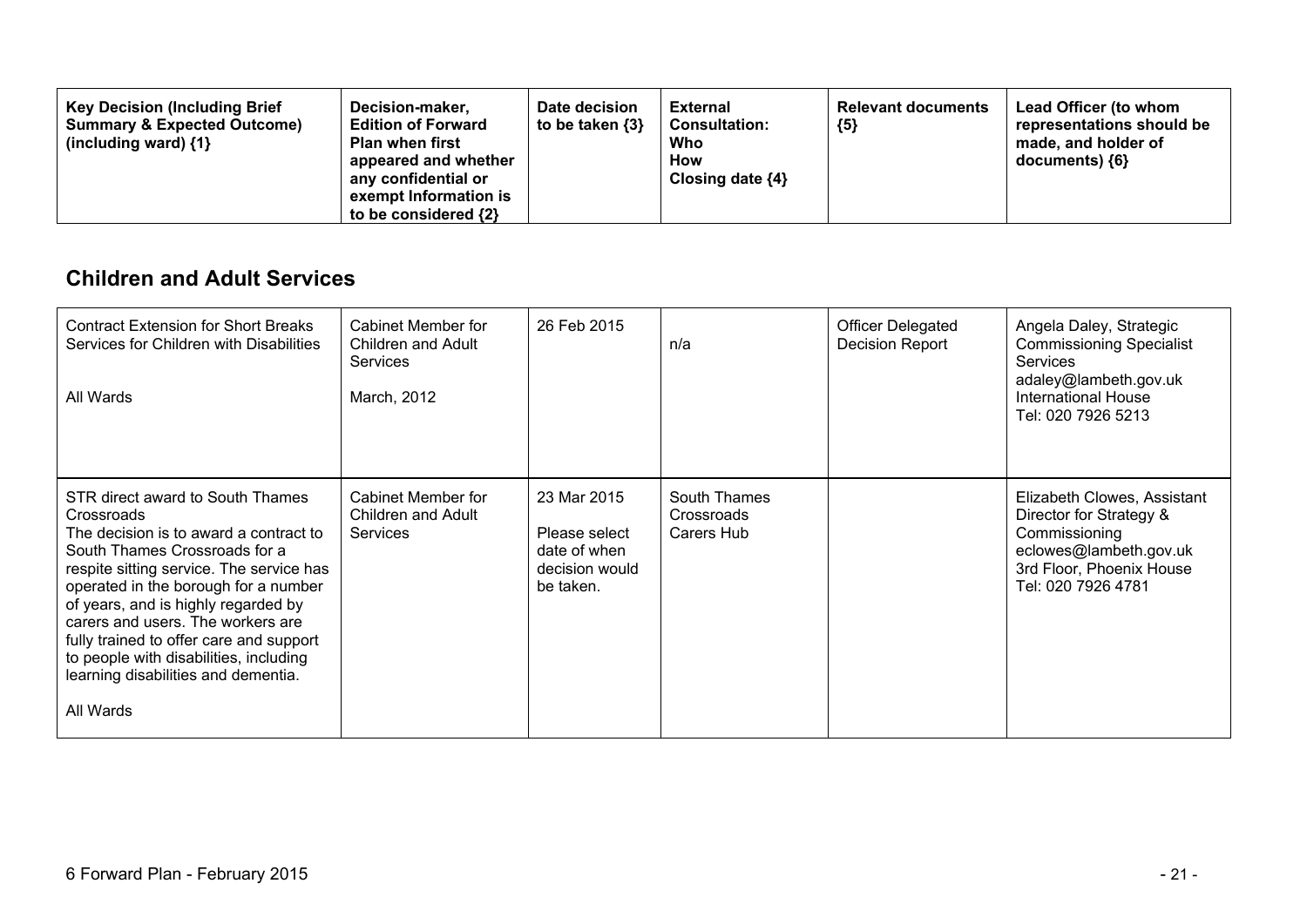| Key Decision (Including Brief Summary & Expected Outcome) (including ward) {1} | Decision-maker, Edition of Forward Plan when first appeared and whether any confidential or exempt Information is to be considered {2} | Date decision to be taken {3} | External Consultation: Who How Closing date {4} | Relevant documents {5} | Lead Officer (to whom representations should be made, and holder of documents) {6} |
|---|---|---|---|---|---|

## Children and Adult Services

| | | | | | |
|---|---|---|---|---|---|
| Contract Extension for Short Breaks Services for Children with Disabilities<br><br>All Wards | Cabinet Member for Children and Adult Services<br><br>March, 2012 | 26 Feb 2015 | n/a | Officer Delegated Decision Report | Angela Daley, Strategic Commissioning Specialist Services<br>adaley@lambeth.gov.uk<br>International House<br>Tel: 020 7926 5213 |
| STR direct award to South Thames Crossroads<br>The decision is to award a contract to South Thames Crossroads for a respite sitting service. The service has operated in the borough for a number of years, and is highly regarded by carers and users. The workers are fully trained to offer care and support to people with disabilities, including learning disabilities and dementia.<br><br>All Wards | Cabinet Member for Children and Adult Services | 23 Mar 2015<br>Please select date of when decision would be taken. | South Thames Crossroads Carers Hub | | Elizabeth Clowes, Assistant Director for Strategy & Commissioning<br>eclowes@lambeth.gov.uk<br>3rd Floor, Phoenix House<br>Tel: 020 7926 4781 |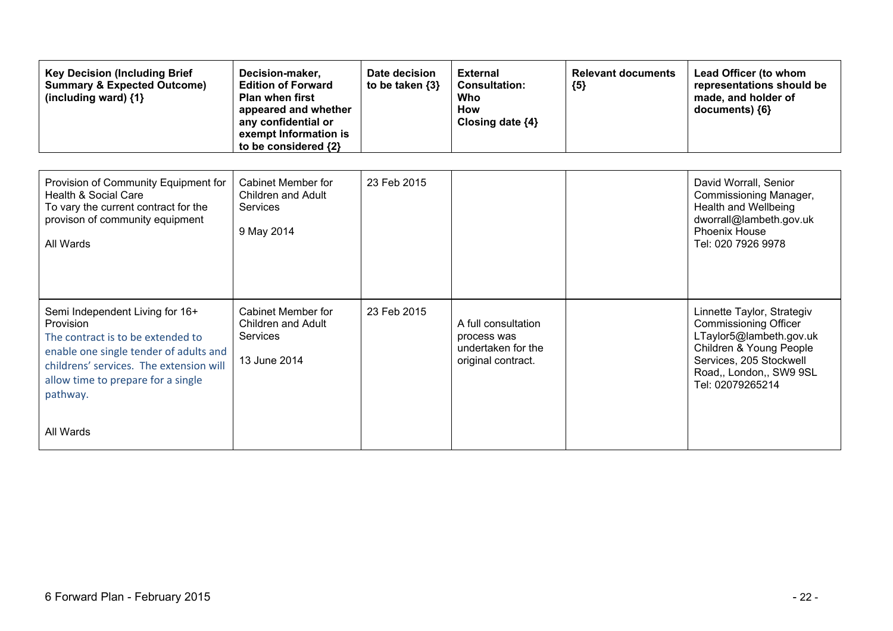| Key Decision (Including Brief Summary & Expected Outcome) (including ward) {1} | Decision-maker, Edition of Forward Plan when first appeared and whether any confidential or exempt Information is to be considered {2} | Date decision to be taken {3} | External Consultation: Who How Closing date {4} | Relevant documents {5} | Lead Officer (to whom representations should be made, and holder of documents) {6} |
|---|---|---|---|---|---|
| Provision of Community Equipment for Health & Social Care<br>To vary the current contract for the provison of community equipment<br><br>All Wards | Cabinet Member for Children and Adult Services<br><br>9 May 2014 | 23 Feb 2015 | | | David Worrall, Senior Commissioning Manager, Health and Wellbeing<br>dworrall@lambeth.gov.uk<br>Phoenix House<br>Tel: 020 7926 9978 |
| Semi Independent Living for 16+ Provision<br>The contract is to be extended to enable one single tender of adults and childrens' services. The extension will allow time to prepare for a single pathway.<br><br>All Wards | Cabinet Member for Children and Adult Services<br><br>13 June 2014 | 23 Feb 2015 | A full consultation process was undertaken for the original contract. | | Linnette Taylor, Strategiv Commissioning Officer<br>LTaylor5@lambeth.gov.uk<br>Children & Young People Services, 205 Stockwell Road,, London,, SW9 9SL<br>Tel: 02079265214 |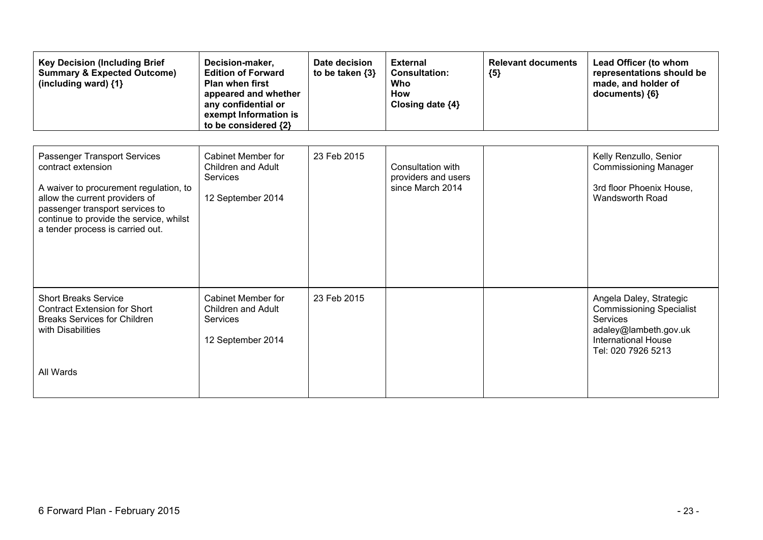| Key Decision (Including Brief Summary & Expected Outcome) (including ward) {1} | Decision-maker, Edition of Forward Plan when first appeared and whether any confidential or exempt Information is to be considered {2} | Date decision to be taken {3} | External Consultation: Who How Closing date {4} | Relevant documents {5} | Lead Officer (to whom representations should be made, and holder of documents) {6} |
|---|---|---|---|---|---|
| Passenger Transport Services contract extension<br><br>A waiver to procurement regulation, to allow the current providers of passenger transport services to continue to provide the service, whilst a tender process is carried out. | Cabinet Member for Children and Adult Services<br><br>12 September 2014 | 23 Feb 2015 | Consultation with providers and users since March 2014 | | Kelly Renzullo, Senior Commissioning Manager<br><br>3rd floor Phoenix House, Wandsworth Road |
| Short Breaks Service<br>Contract Extension for Short Breaks Services for Children with Disabilities<br><br>All Wards | Cabinet Member for Children and Adult Services<br><br>12 September 2014 | 23 Feb 2015 | | | Angela Daley, Strategic Commissioning Specialist Services<br>adaley@lambeth.gov.uk<br>International House<br>Tel: 020 7926 5213 |

6 Forward Plan - February 2015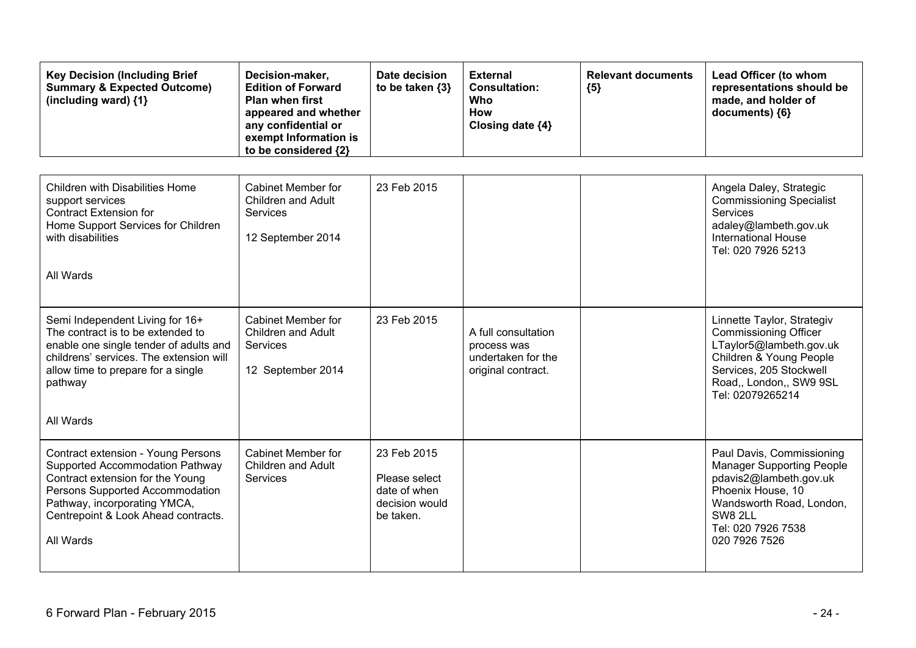| Key Decision (Including Brief Summary & Expected Outcome) (including ward) {1} | Decision-maker, Edition of Forward Plan when first appeared and whether any confidential or exempt Information is to be considered {2} | Date decision to be taken {3} | External Consultation: Who How Closing date {4} | Relevant documents {5} | Lead Officer (to whom representations should be made, and holder of documents) {6} |
|---|---|---|---|---|---|
| Children with Disabilities Home support services<br>Contract Extension for<br>Home Support Services for Children with disabilities<br><br>All Wards | Cabinet Member for Children and Adult Services<br><br>12 September 2014 | 23 Feb 2015 | | | Angela Daley, Strategic Commissioning Specialist Services<br>adaley@lambeth.gov.uk<br>International House<br>Tel: 020 7926 5213 |
| Semi Independent Living for 16+<br>The contract is to be extended to enable one single tender of adults and childrens' services. The extension will allow time to prepare for a single pathway<br><br>All Wards | Cabinet Member for Children and Adult Services<br><br>12 September 2014 | 23 Feb 2015 | A full consultation process was undertaken for the original contract. | | Linnette Taylor, Strategiv Commissioning Officer<br>LTaylor5@lambeth.gov.uk<br>Children & Young People Services, 205 Stockwell Road,, London,, SW9 9SL<br>Tel: 02079265214 |
| Contract extension - Young Persons Supported Accommodation Pathway<br>Contract extension for the Young Persons Supported Accommodation Pathway, incorporating YMCA, Centrepoint & Look Ahead contracts.<br><br>All Wards | Cabinet Member for Children and Adult Services | 23 Feb 2015<br>Please select date of when decision would be taken. | | | Paul Davis, Commissioning Manager Supporting People<br>pdavis2@lambeth.gov.uk<br>Phoenix House, 10 Wandsworth Road, London, SW8 2LL<br>Tel: 020 7926 7538<br>020 7926 7526 |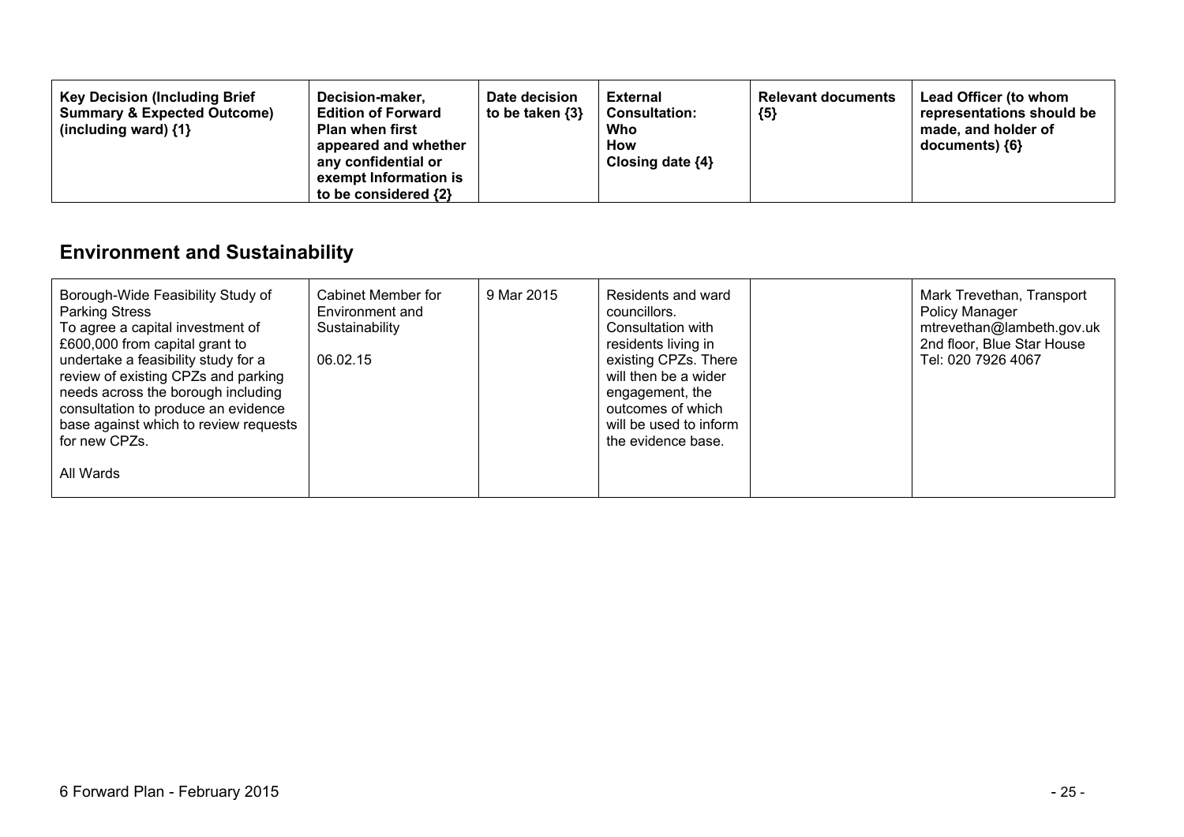| Key Decision (Including Brief Summary & Expected Outcome) (including ward) {1} | Decision-maker, Edition of Forward Plan when first appeared and whether any confidential or exempt Information is to be considered {2} | Date decision to be taken {3} | External Consultation: Who How Closing date {4} | Relevant documents {5} | Lead Officer (to whom representations should be made, and holder of documents) {6} |
|---|---|---|---|---|---|

## Environment and Sustainability

| | | | | | |
|---|---|---|---|---|---|
| Borough-Wide Feasibility Study of Parking Stress<br>To agree a capital investment of £600,000 from capital grant to undertake a feasibility study for a review of existing CPZs and parking needs across the borough including consultation to produce an evidence base against which to review requests for new CPZs.<br><br>All Wards | Cabinet Member for Environment and Sustainability<br><br>06.02.15 | 9 Mar 2015 | Residents and ward councillors.<br>Consultation with residents living in existing CPZs. There will then be a wider engagement, the outcomes of which will be used to inform the evidence base. | | Mark Trevethan, Transport Policy Manager<br>mtrevethan@lambeth.gov.uk<br>2nd floor, Blue Star House<br>Tel: 020 7926 4067 |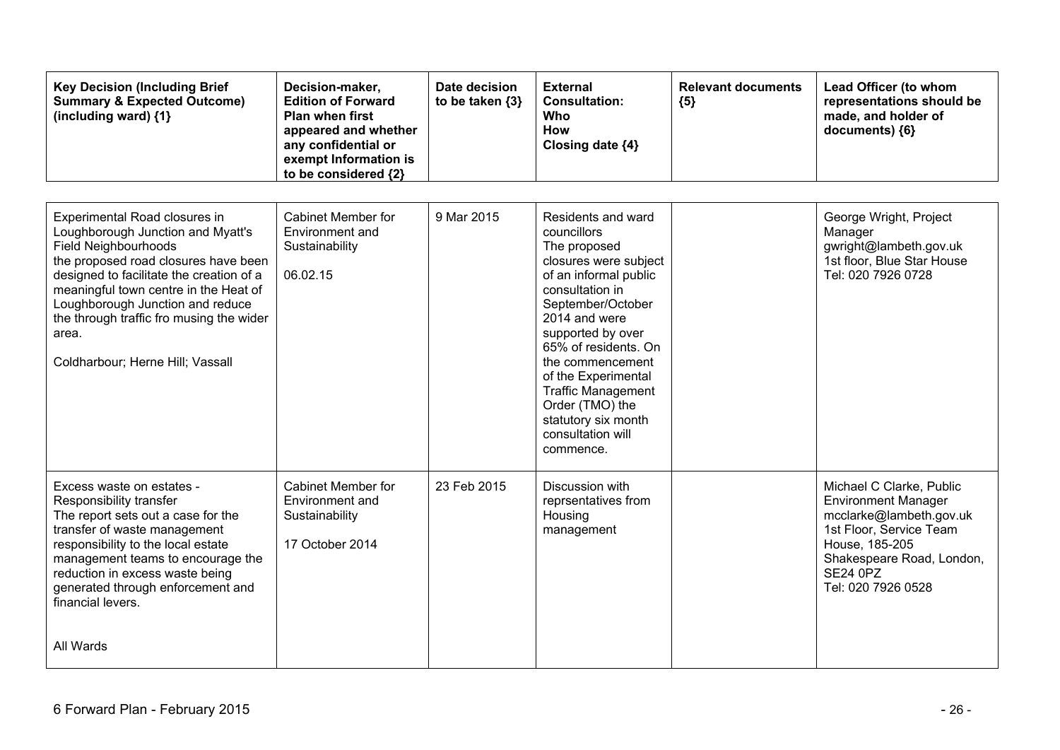| Key Decision (Including Brief Summary & Expected Outcome) (including ward) {1} | Decision-maker, Edition of Forward Plan when first appeared and whether any confidential or exempt Information is to be considered {2} | Date decision to be taken {3} | External Consultation: Who How Closing date {4} | Relevant documents {5} | Lead Officer (to whom representations should be made, and holder of documents) {6} |
|---|---|---|---|---|---|
| Experimental Road closures in Loughborough Junction and Myatt's Field Neighbourhoods<br>the proposed road closures have been designed to facilitate the creation of a meaningful town centre in the Heat of Loughborough Junction and reduce the through traffic fro musing the wider area.<br><br>Coldharbour; Herne Hill; Vassall | Cabinet Member for Environment and Sustainability<br><br>06.02.15 | 9 Mar 2015 | Residents and ward councillors<br>The proposed closures were subject of an informal public consultation in September/October 2014 and were supported by over 65% of residents. On the commencement of the Experimental Traffic Management Order (TMO) the statutory six month consultation will commence. | | George Wright, Project Manager<br>gwright@lambeth.gov.uk<br>1st floor, Blue Star House<br>Tel: 020 7926 0728 |
| Excess waste on estates - Responsibility transfer<br>The report sets out a case for the transfer of waste management responsibility to the local estate management teams to encourage the reduction in excess waste being generated through enforcement and financial levers.<br><br>All Wards | Cabinet Member for Environment and Sustainability<br><br>17 October 2014 | 23 Feb 2015 | Discussion with reprsentatives from Housing management | | Michael C Clarke, Public Environment Manager<br>mcclarke@lambeth.gov.uk<br>1st Floor, Service Team House, 185-205 Shakespeare Road, London, SE24 0PZ<br>Tel: 020 7926 0528 |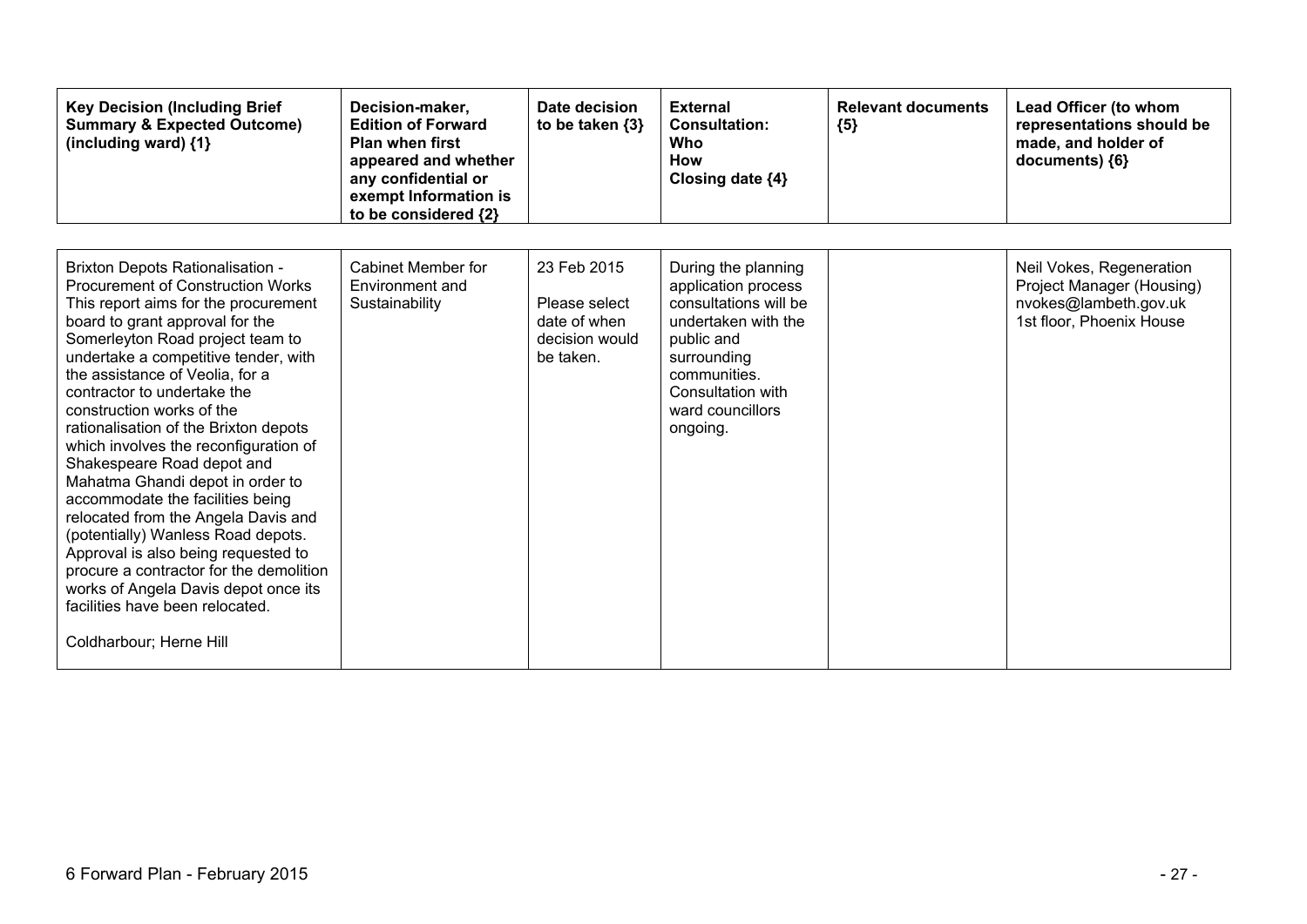| Key Decision (Including Brief Summary & Expected Outcome) (including ward) {1} | Decision-maker, Edition of Forward Plan when first appeared and whether any confidential or exempt Information is to be considered {2} | Date decision to be taken {3} | External Consultation: Who How Closing date {4} | Relevant documents {5} | Lead Officer (to whom representations should be made, and holder of documents) {6} |
|---|---|---|---|---|---|
| Brixton Depots Rationalisation - Procurement of Construction Works<br>This report aims for the procurement board to grant approval for the Somerleyton Road project team to undertake a competitive tender, with the assistance of Veolia, for a contractor to undertake the construction works of the rationalisation of the Brixton depots which involves the reconfiguration of Shakespeare Road depot and Mahatma Ghandi depot in order to accommodate the facilities being relocated from the Angela Davis and (potentially) Wanless Road depots. Approval is also being requested to procure a contractor for the demolition works of Angela Davis depot once its facilities have been relocated.<br><br>Coldharbour; Herne Hill | Cabinet Member for Environment and Sustainability | 23 Feb 2015<br><br>Please select date of when decision would be taken. | During the planning application process consultations will be undertaken with the public and surrounding communities. Consultation with ward councillors ongoing. | | Neil Vokes, Regeneration Project Manager (Housing)<br>nvokes@lambeth.gov.uk<br>1st floor, Phoenix House |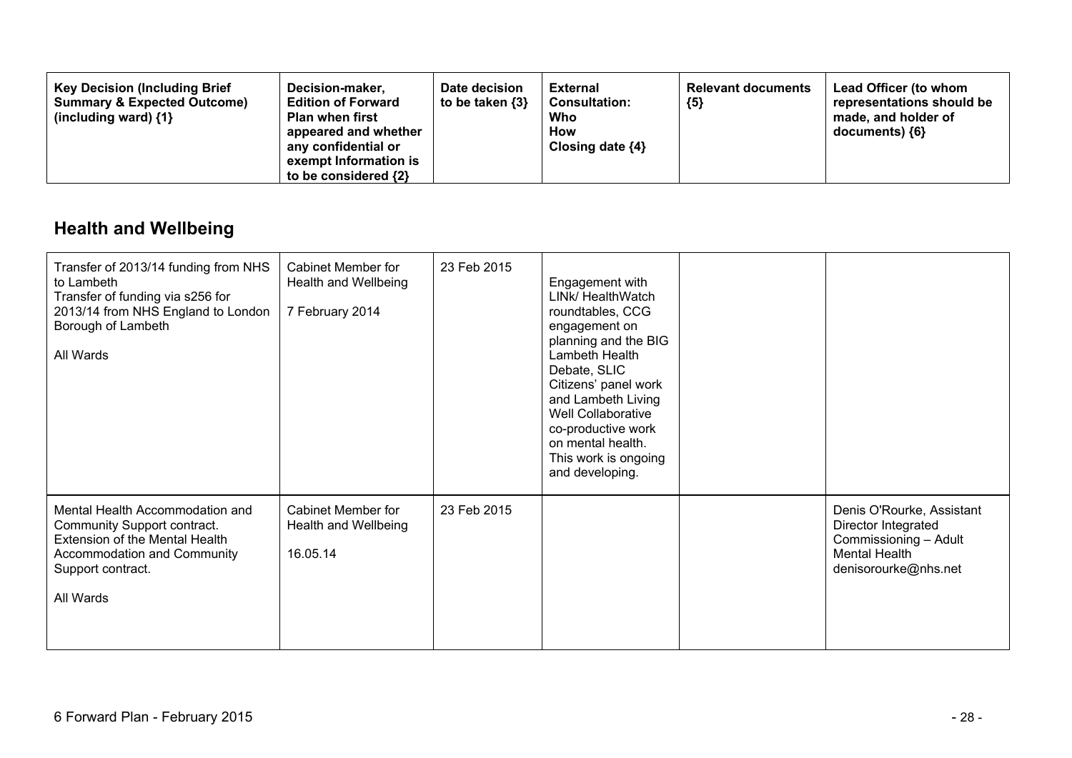| Key Decision (Including Brief Summary & Expected Outcome) (including ward) {1} | Decision-maker, Edition of Forward Plan when first appeared and whether any confidential or exempt Information is to be considered {2} | Date decision to be taken {3} | External Consultation: Who How Closing date {4} | Relevant documents {5} | Lead Officer (to whom representations should be made, and holder of documents) {6} |
|---|---|---|---|---|---|

## Health and Wellbeing

| | | | | | |
|---|---|---|---|---|---|
| Transfer of 2013/14 funding from NHS to Lambeth<br>Transfer of funding via s256 for 2013/14 from NHS England to London Borough of Lambeth<br><br>All Wards | Cabinet Member for Health and Wellbeing<br><br>7 February 2014 | 23 Feb 2015 | Engagement with LINk/ HealthWatch roundtables, CCG engagement on planning and the BIG Lambeth Health Debate, SLIC Citizens' panel work and Lambeth Living Well Collaborative co-productive work on mental health. This work is ongoing and developing. | | |
| Mental Health Accommodation and Community Support contract.<br>Extension of the Mental Health Accommodation and Community Support contract.<br><br>All Wards | Cabinet Member for Health and Wellbeing<br><br>16.05.14 | 23 Feb 2015 | | | Denis O'Rourke, Assistant Director Integrated Commissioning – Adult Mental Health<br>denisorourke@nhs.net |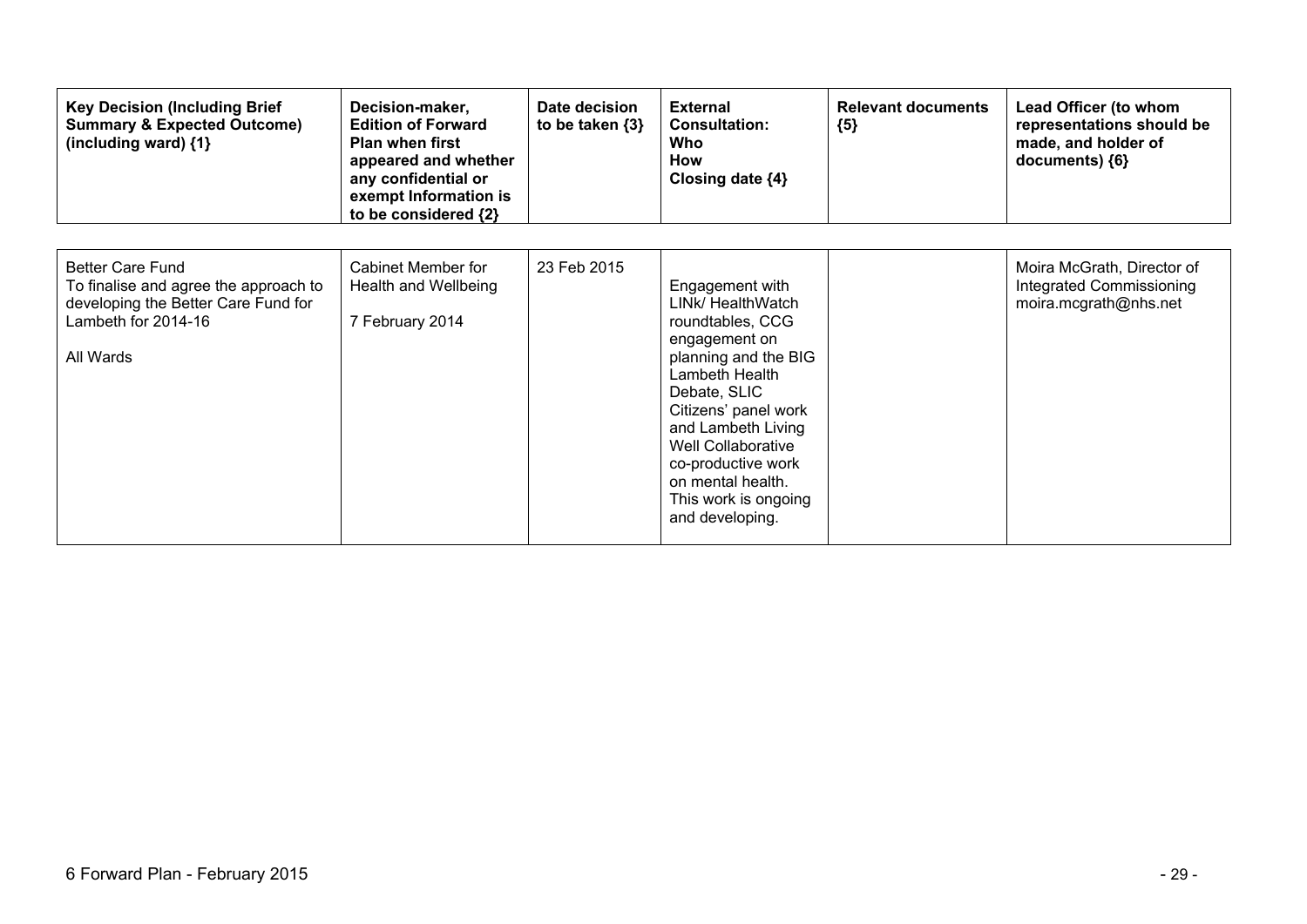| Key Decision (Including Brief Summary & Expected Outcome) (including ward) {1} | Decision-maker, Edition of Forward Plan when first appeared and whether any confidential or exempt Information is to be considered {2} | Date decision to be taken {3} | External Consultation: Who How Closing date {4} | Relevant documents {5} | Lead Officer (to whom representations should be made, and holder of documents) {6} |
|---|---|---|---|---|---|
| Better Care Fund<br>To finalise and agree the approach to developing the Better Care Fund for Lambeth for 2014-16<br><br>All Wards | Cabinet Member for Health and Wellbeing<br><br>7 February 2014 | 23 Feb 2015 | Engagement with LINk/ HealthWatch roundtables, CCG engagement on planning and the BIG Lambeth Health Debate, SLIC Citizens' panel work and Lambeth Living Well Collaborative co-productive work on mental health. This work is ongoing and developing. | | Moira McGrath, Director of Integrated Commissioning<br>moira.mcgrath@nhs.net |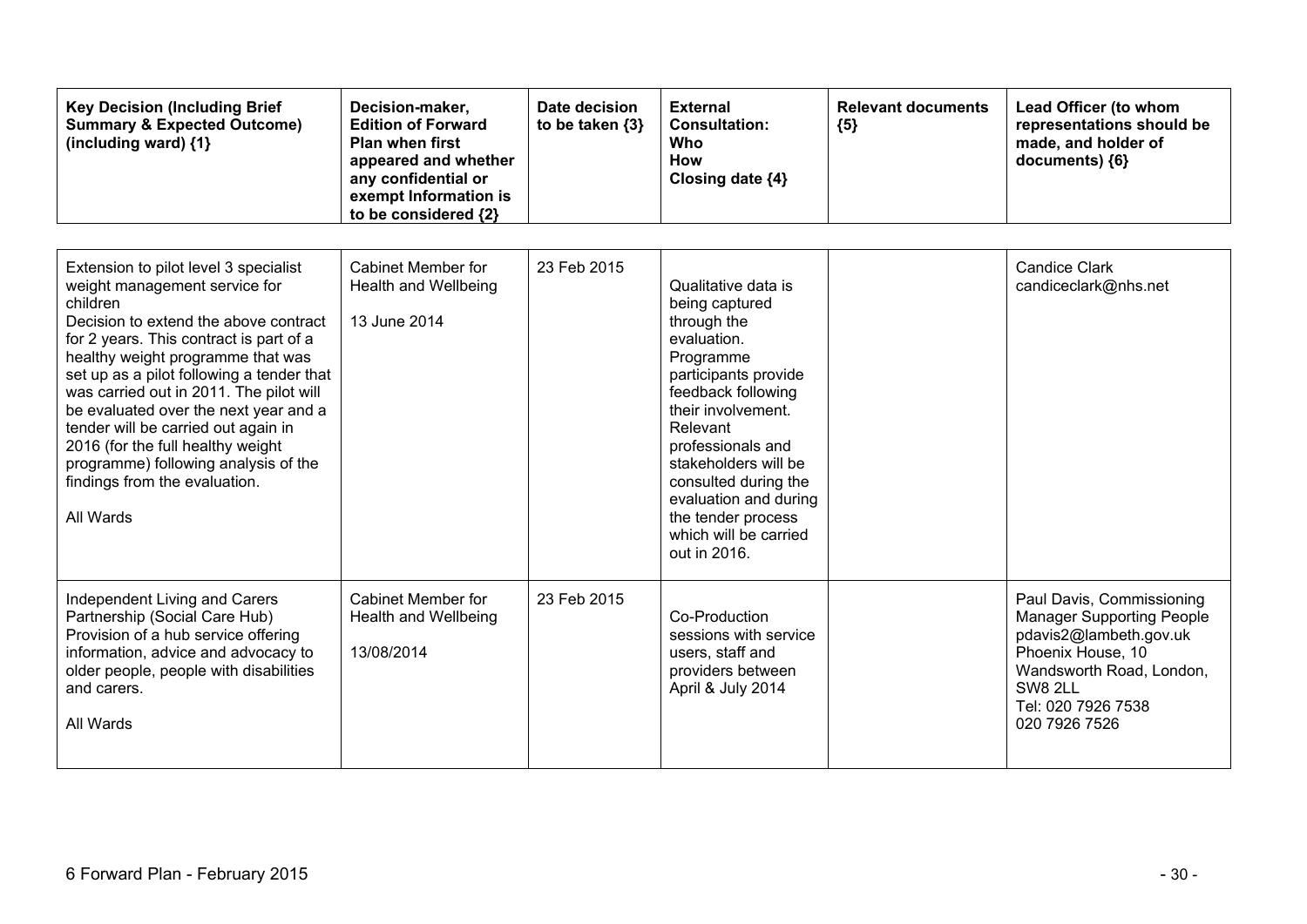| Key Decision (Including Brief Summary & Expected Outcome) (including ward) {1} | Decision-maker, Edition of Forward Plan when first appeared and whether any confidential or exempt Information is to be considered {2} | Date decision to be taken {3} | External Consultation: Who How Closing date {4} | Relevant documents {5} | Lead Officer (to whom representations should be made, and holder of documents) {6} |
|---|---|---|---|---|---|
| Extension to pilot level 3 specialist weight management service for children<br>Decision to extend the above contract for 2 years. This contract is part of a healthy weight programme that was set up as a pilot following a tender that was carried out in 2011. The pilot will be evaluated over the next year and a tender will be carried out again in 2016 (for the full healthy weight programme) following analysis of the findings from the evaluation.<br><br>All Wards | Cabinet Member for Health and Wellbeing<br><br>13 June 2014 | 23 Feb 2015 | Qualitative data is being captured through the evaluation. Programme participants provide feedback following their involvement. Relevant professionals and stakeholders will be consulted during the evaluation and during the tender process which will be carried out in 2016. | | Candice Clark<br>candiceclark@nhs.net |
| Independent Living and Carers Partnership (Social Care Hub)<br>Provision of a hub service offering information, advice and advocacy to older people, people with disabilities and carers.<br><br>All Wards | Cabinet Member for Health and Wellbeing<br><br>13/08/2014 | 23 Feb 2015 | Co-Production sessions with service users, staff and providers between April & July 2014 | | Paul Davis, Commissioning Manager Supporting People<br>pdavis2@lambeth.gov.uk<br>Phoenix House, 10 Wandsworth Road, London, SW8 2LL<br>Tel: 020 7926 7538<br>020 7926 7526 |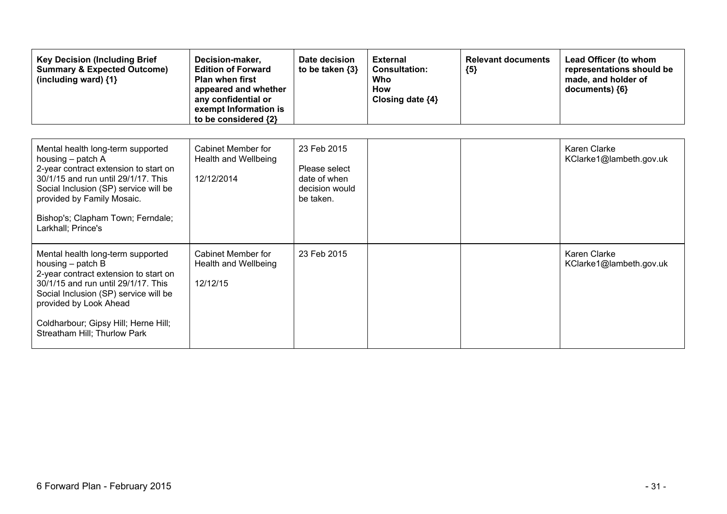| Key Decision (Including Brief Summary & Expected Outcome) (including ward) {1} | Decision-maker, Edition of Forward Plan when first appeared and whether any confidential or exempt Information is to be considered {2} | Date decision to be taken {3} | External Consultation: Who How Closing date {4} | Relevant documents {5} | Lead Officer (to whom representations should be made, and holder of documents) {6} |
|---|---|---|---|---|---|
| Mental health long-term supported housing – patch A<br>2-year contract extension to start on 30/1/15 and run until 29/1/17. This Social Inclusion (SP) service will be provided by Family Mosaic.<br><br>Bishop's; Clapham Town; Ferndale; Larkhall; Prince's | Cabinet Member for Health and Wellbeing<br><br>12/12/2014 | 23 Feb 2015<br><br>Please select date of when decision would be taken. | | | Karen Clarke<br>KClarke1@lambeth.gov.uk |
| Mental health long-term supported housing – patch B<br>2-year contract extension to start on 30/1/15 and run until 29/1/17. This Social Inclusion (SP) service will be provided by Look Ahead<br><br>Coldharbour; Gipsy Hill; Herne Hill; Streatham Hill; Thurlow Park | Cabinet Member for Health and Wellbeing<br><br>12/12/15 | 23 Feb 2015 | | | Karen Clarke<br>KClarke1@lambeth.gov.uk |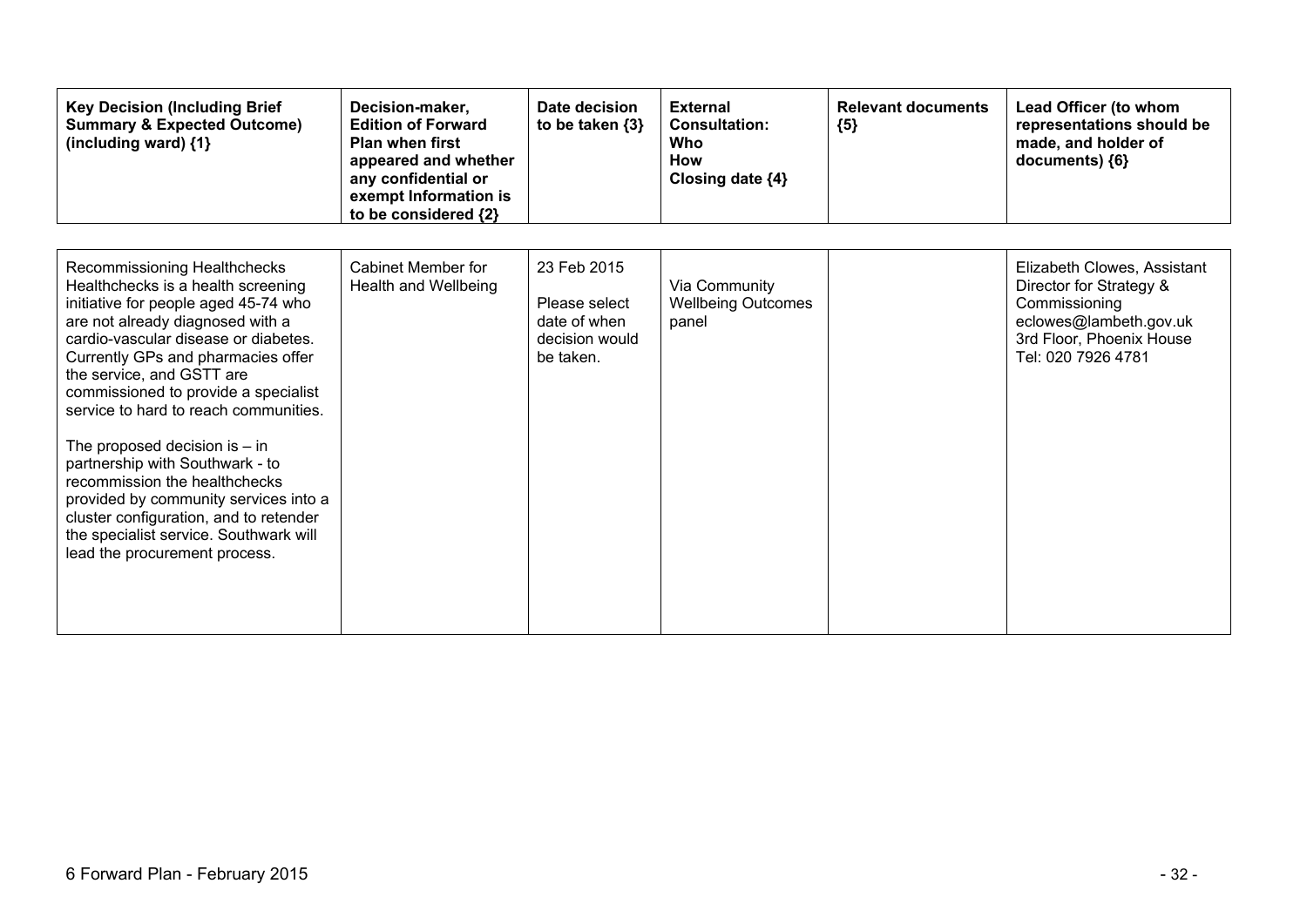| Key Decision (Including Brief Summary & Expected Outcome) (including ward) {1} | Decision-maker, Edition of Forward Plan when first appeared and whether any confidential or exempt Information is to be considered {2} | Date decision to be taken {3} | External Consultation: Who How Closing date {4} | Relevant documents {5} | Lead Officer (to whom representations should be made, and holder of documents) {6} |
| --- | --- | --- | --- | --- | --- |
| Recommissioning Healthchecks<br>Healthchecks is a health screening initiative for people aged 45-74 who are not already diagnosed with a cardio-vascular disease or diabetes. Currently GPs and pharmacies offer the service, and GSTT are commissioned to provide a specialist service to hard to reach communities.<br><br>The proposed decision is – in partnership with Southwark - to recommission the healthchecks provided by community services into a cluster configuration, and to retender the specialist service. Southwark will lead the procurement process. | Cabinet Member for Health and Wellbeing | 23 Feb 2015<br><br>Please select date of when decision would be taken. | Via Community Wellbeing Outcomes panel | | Elizabeth Clowes, Assistant Director for Strategy & Commissioning<br>eclowes@lambeth.gov.uk<br>3rd Floor, Phoenix House<br>Tel: 020 7926 4781 |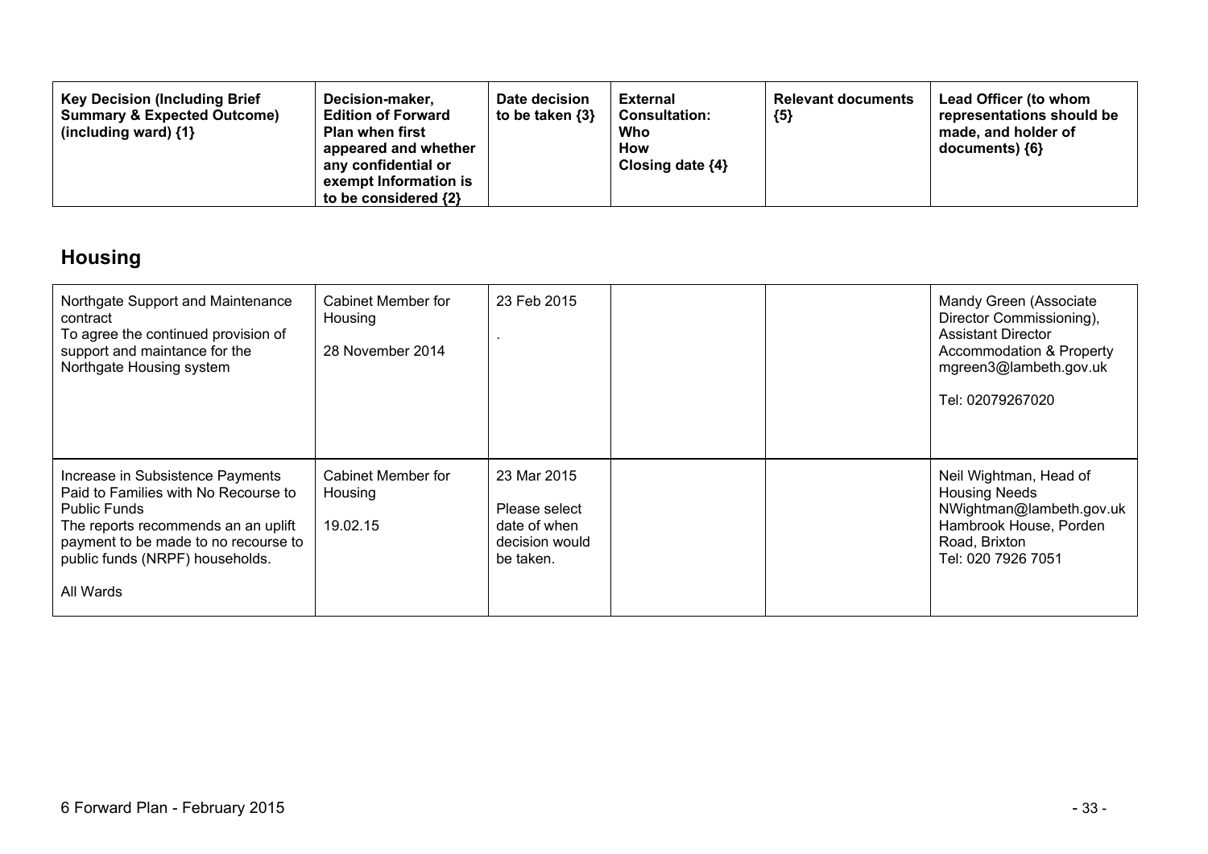| Key Decision (Including Brief Summary & Expected Outcome) (including ward) {1} | Decision-maker, Edition of Forward Plan when first appeared and whether any confidential or exempt Information is to be considered {2} | Date decision to be taken {3} | External Consultation: Who How Closing date {4} | Relevant documents {5} | Lead Officer (to whom representations should be made, and holder of documents) {6} |
|---|---|---|---|---|---|

## Housing

| | | | | | |
|---|---|---|---|---|---|
| Northgate Support and Maintenance contract<br>To agree the continued provision of support and maintance for the Northgate Housing system | Cabinet Member for Housing<br><br>28 November 2014 | 23 Feb 2015<br><br>. | | | Mandy Green (Associate Director Commissioning), Assistant Director Accommodation & Property<br>mgreen3@lambeth.gov.uk<br><br>Tel: 02079267020 |
| Increase in Subsistence Payments Paid to Families with No Recourse to Public Funds<br>The reports recommends an an uplift payment to be made to no recourse to public funds (NRPF) households.<br><br>All Wards | Cabinet Member for Housing<br><br>19.02.15 | 23 Mar 2015<br><br>Please select date of when decision would be taken. | | | Neil Wightman, Head of Housing Needs<br>NWightman@lambeth.gov.uk<br>Hambrook House, Porden Road, Brixton<br>Tel: 020 7926 7051 |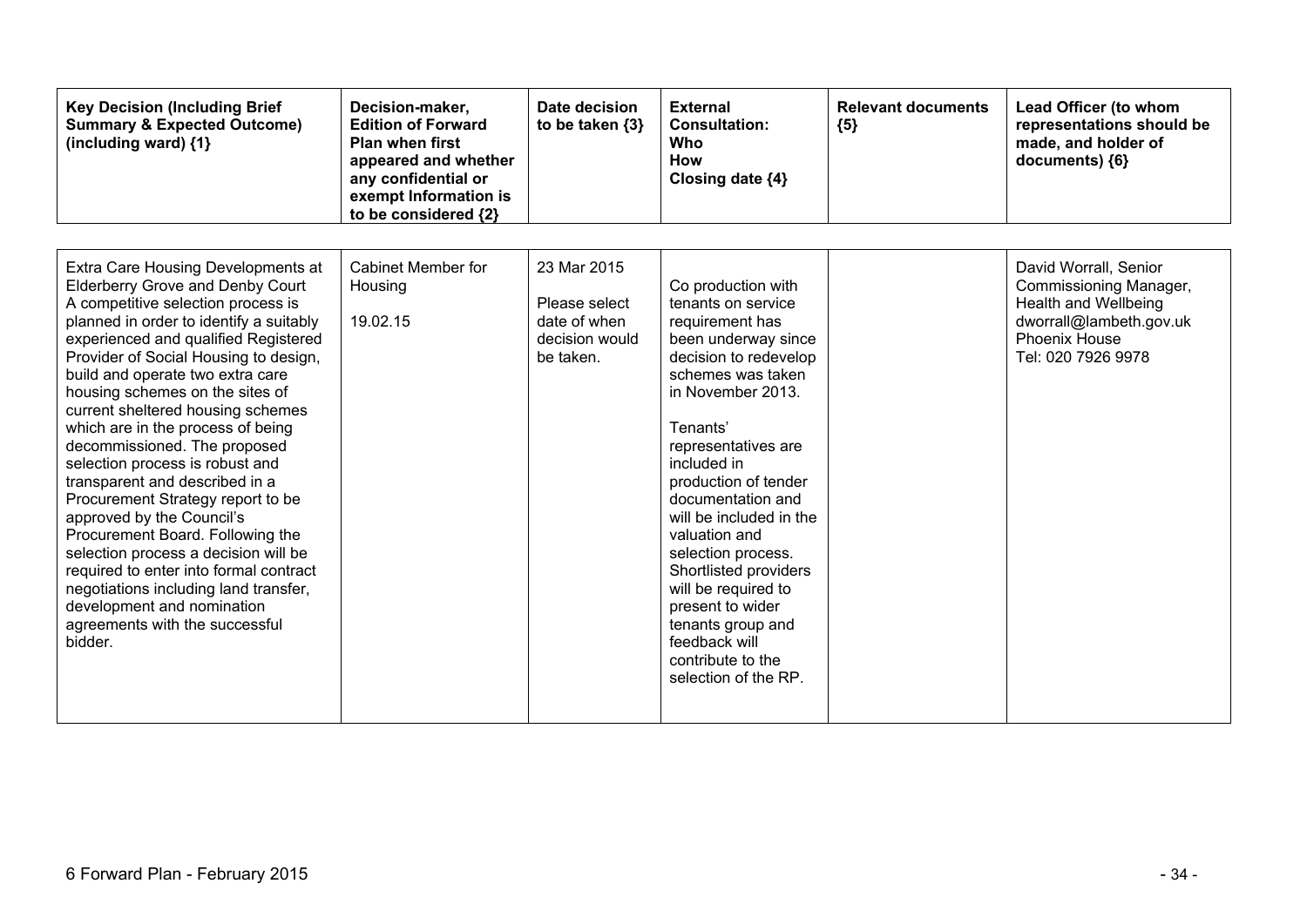| Key Decision (Including Brief Summary & Expected Outcome) (including ward) {1} | Decision-maker, Edition of Forward Plan when first appeared and whether any confidential or exempt Information is to be considered {2} | Date decision to be taken {3} | External Consultation: Who How Closing date {4} | Relevant documents {5} | Lead Officer (to whom representations should be made, and holder of documents) {6} |
|---|---|---|---|---|---|
| Extra Care Housing Developments at Elderberry Grove and Denby Court<br>A competitive selection process is planned in order to identify a suitably experienced and qualified Registered Provider of Social Housing to design, build and operate two extra care housing schemes on the sites of current sheltered housing schemes which are in the process of being decommissioned. The proposed selection process is robust and transparent and described in a Procurement Strategy report to be approved by the Council's Procurement Board. Following the selection process a decision will be required to enter into formal contract negotiations including land transfer, development and nomination agreements with the successful bidder. | Cabinet Member for Housing<br><br>19.02.15 | 23 Mar 2015<br><br>Please select date of when decision would be taken. | Co production with tenants on service requirement has been underway since decision to redevelop schemes was taken in November 2013.<br><br>Tenants' representatives are included in production of tender documentation and will be included in the valuation and selection process. Shortlisted providers will be required to present to wider tenants group and feedback will contribute to the selection of the RP. | | David Worrall, Senior Commissioning Manager, Health and Wellbeing<br>dworrall@lambeth.gov.uk<br>Phoenix House<br>Tel: 020 7926 9978 |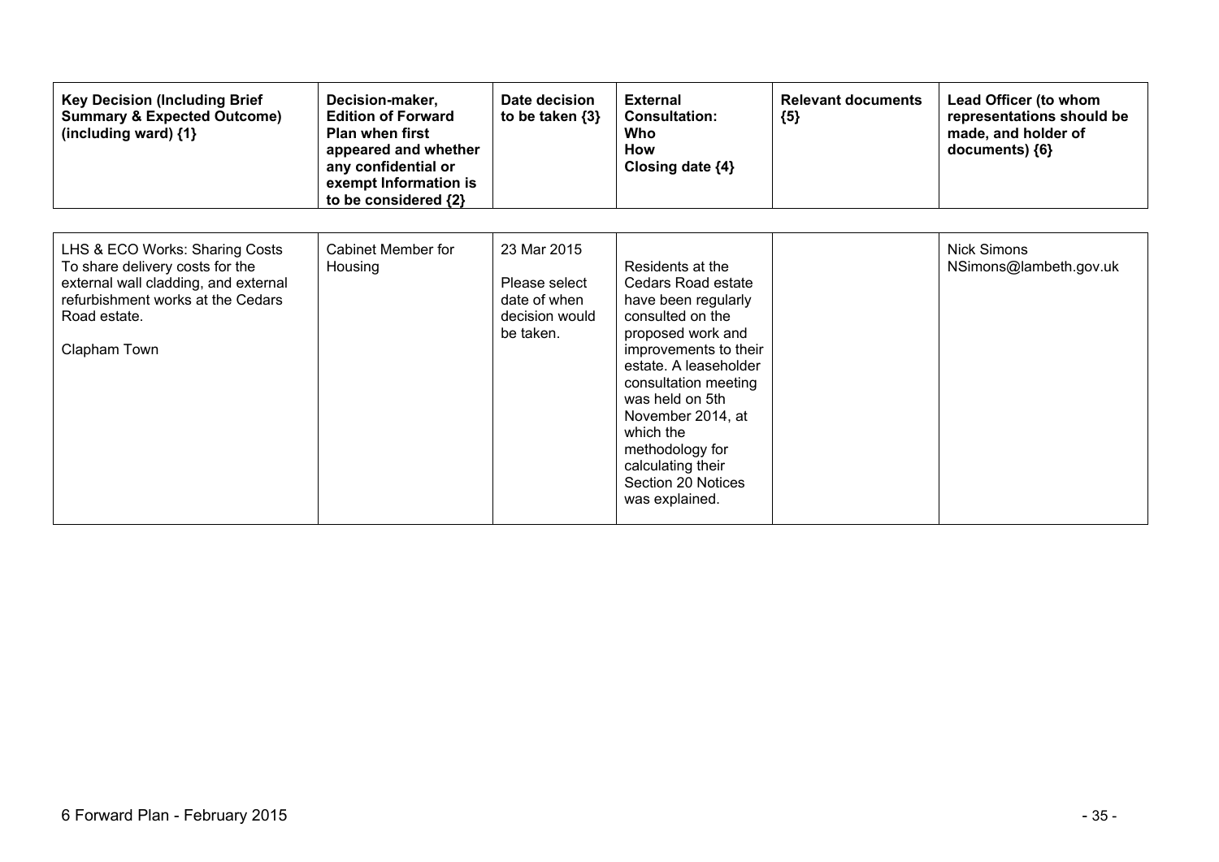| Key Decision (Including Brief Summary & Expected Outcome) (including ward) {1} | Decision-maker, Edition of Forward Plan when first appeared and whether any confidential or exempt Information is to be considered {2} | Date decision to be taken {3} | External Consultation: Who How Closing date {4} | Relevant documents {5} | Lead Officer (to whom representations should be made, and holder of documents) {6} |
|---|---|---|---|---|---|
| LHS & ECO Works: Sharing Costs To share delivery costs for the external wall cladding, and external refurbishment works at the Cedars Road estate.<br><br>Clapham Town | Cabinet Member for Housing | 23 Mar 2015<br><br>Please select date of when decision would be taken. | Residents at the Cedars Road estate have been regularly consulted on the proposed work and improvements to their estate. A leaseholder consultation meeting was held on 5th November 2014, at which the methodology for calculating their Section 20 Notices was explained. | | Nick Simons NSimons@lambeth.gov.uk |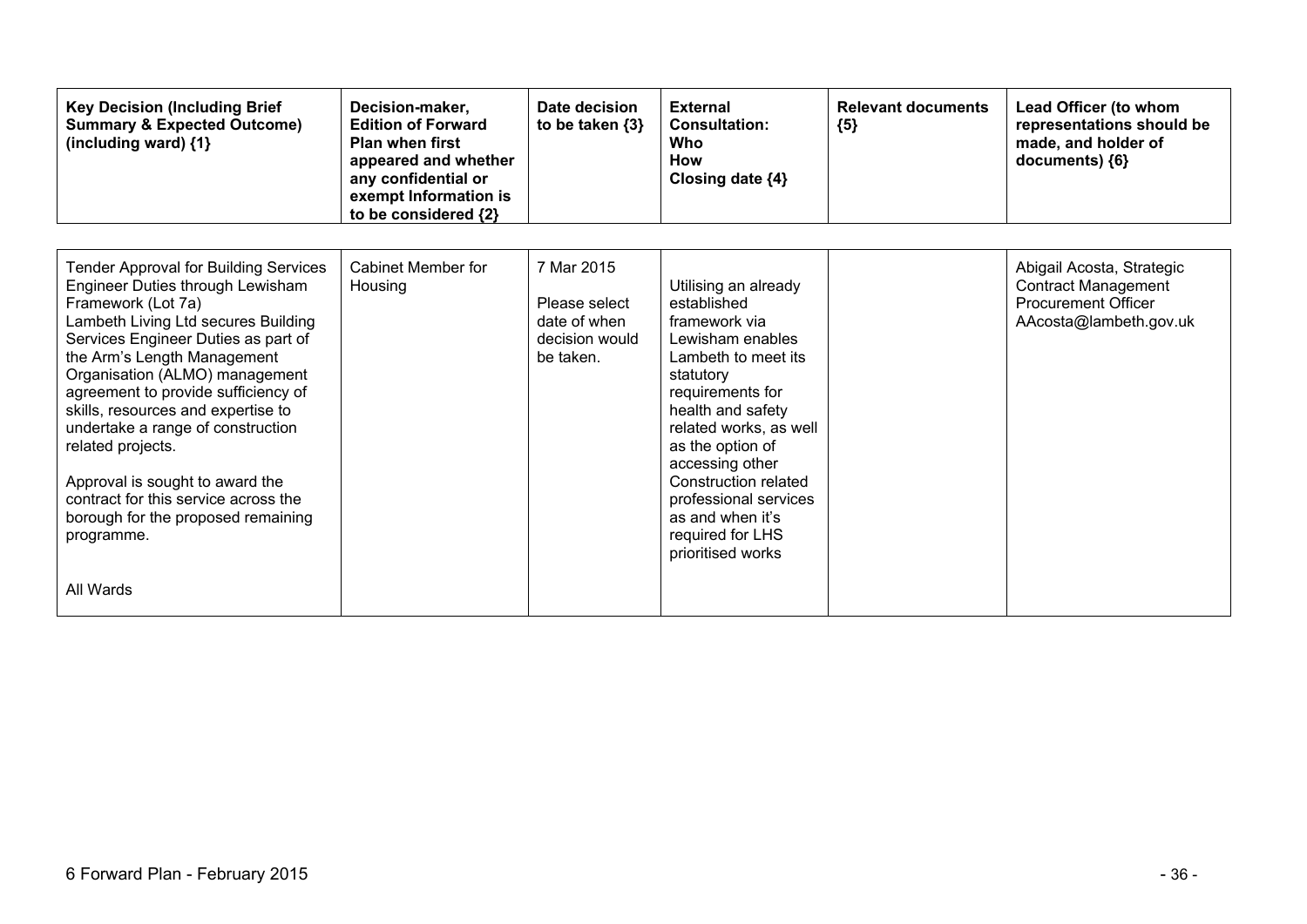| Key Decision (Including Brief Summary & Expected Outcome) (including ward) {1} | Decision-maker, Edition of Forward Plan when first appeared and whether any confidential or exempt Information is to be considered {2} | Date decision to be taken {3} | External Consultation: Who How Closing date {4} | Relevant documents {5} | Lead Officer (to whom representations should be made, and holder of documents) {6} |
|---|---|---|---|---|---|
| Tender Approval for Building Services Engineer Duties through Lewisham Framework (Lot 7a)<br>Lambeth Living Ltd secures Building Services Engineer Duties as part of the Arm's Length Management Organisation (ALMO) management agreement to provide sufficiency of skills, resources and expertise to undertake a range of construction related projects.<br><br>Approval is sought to award the contract for this service across the borough for the proposed remaining programme.<br><br>All Wards | Cabinet Member for Housing | 7 Mar 2015<br><br>Please select date of when decision would be taken. | Utilising an already established framework via Lewisham enables Lambeth to meet its statutory requirements for health and safety related works, as well as the option of accessing other Construction related professional services as and when it's required for LHS prioritised works | | Abigail Acosta, Strategic Contract Management Procurement Officer<br>AAcosta@lambeth.gov.uk |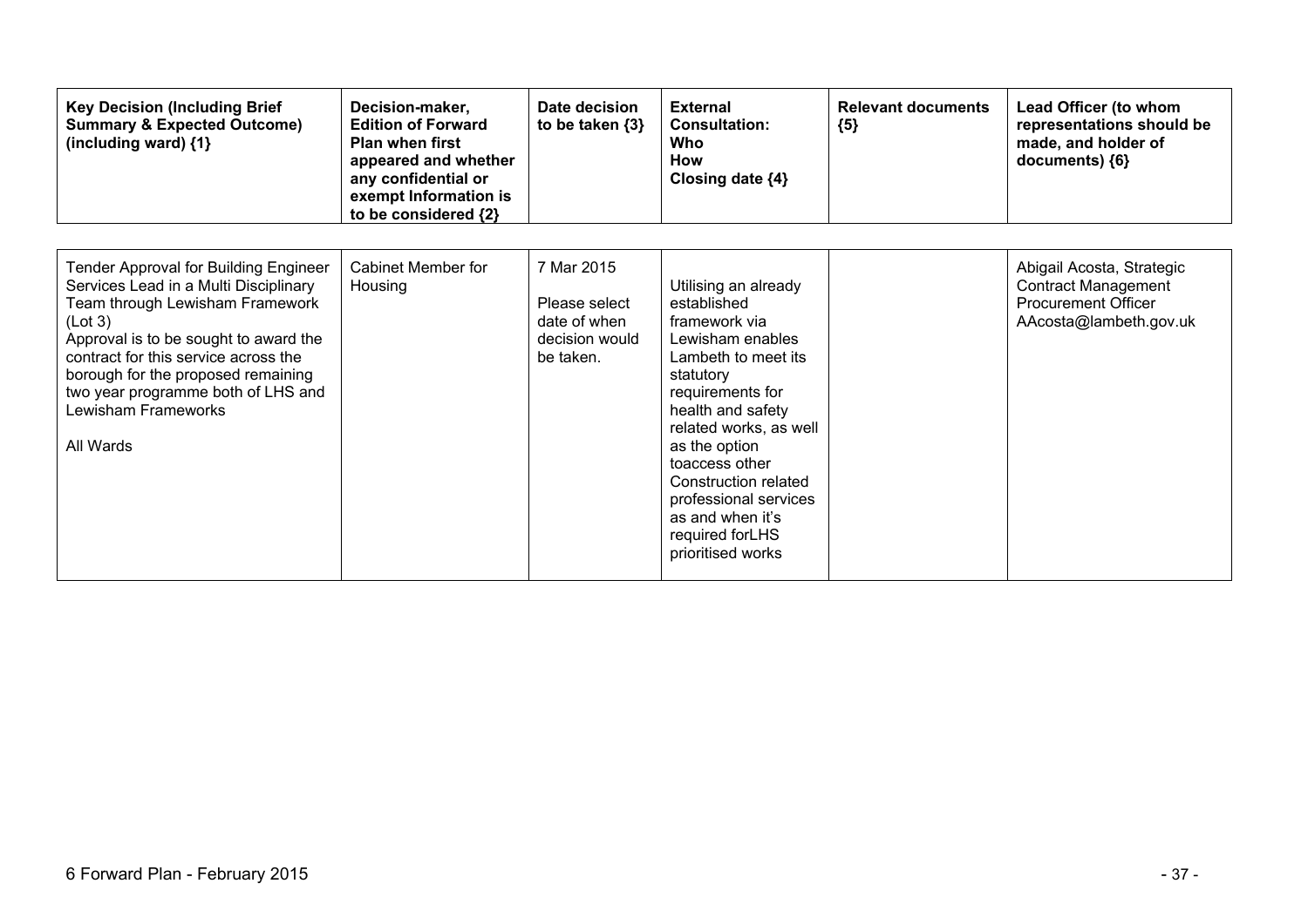| **Key Decision (Including Brief Summary & Expected Outcome) (including ward) {1}** | **Decision-maker, Edition of Forward Plan when first appeared and whether any confidential or exempt Information is to be considered {2}** | **Date decision to be taken {3}** | **External Consultation: Who How Closing date {4}** | **Relevant documents {5}** | **Lead Officer (to whom representations should be made, and holder of documents) {6}** |
|---|---|---|---|---|---|
| Tender Approval for Building Engineer Services Lead in a Multi Disciplinary Team through Lewisham Framework (Lot 3)<br>Approval is to be sought to award the contract for this service across the borough for the proposed remaining two year programme both of LHS and Lewisham Frameworks<br><br>All Wards | Cabinet Member for Housing | 7 Mar 2015<br><br>Please select date of when decision would be taken. | Utilising an already established framework via Lewisham enables Lambeth to meet its statutory requirements for health and safety related works, as well as the option toaccess other Construction related professional services as and when it's required forLHS prioritised works | | Abigail Acosta, Strategic Contract Management Procurement Officer AAcosta@lambeth.gov.uk |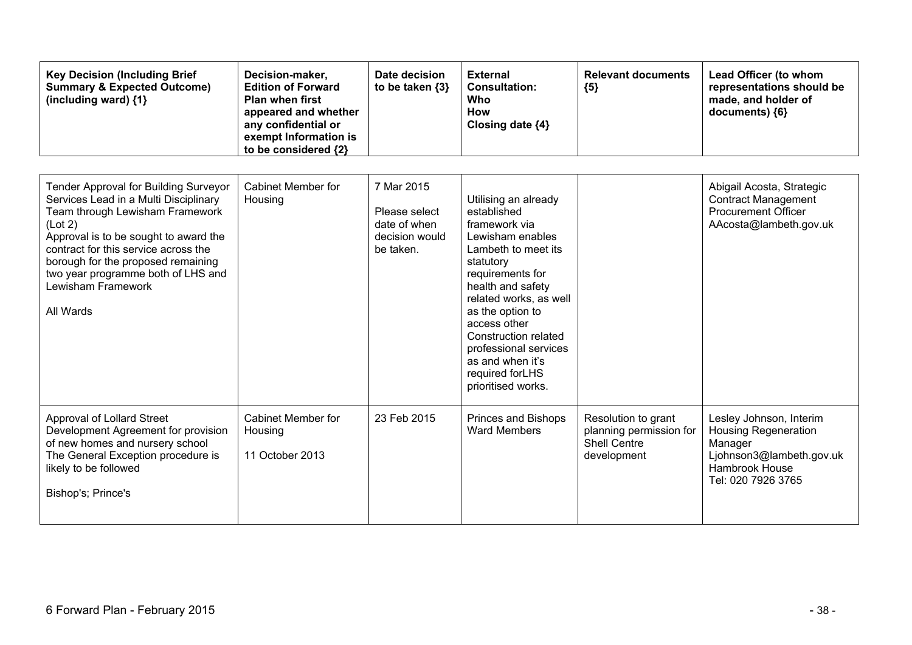| Key Decision (Including Brief Summary & Expected Outcome) (including ward) {1} | Decision-maker, Edition of Forward Plan when first appeared and whether any confidential or exempt Information is to be considered {2} | Date decision to be taken {3} | External Consultation: Who How Closing date {4} | Relevant documents {5} | Lead Officer (to whom representations should be made, and holder of documents) {6} |
|---|---|---|---|---|---|
| Tender Approval for Building Surveyor Services Lead in a Multi Disciplinary Team through Lewisham Framework (Lot 2)<br>Approval is to be sought to award the contract for this service across the borough for the proposed remaining two year programme both of LHS and Lewisham Framework<br><br>All Wards | Cabinet Member for Housing | 7 Mar 2015<br><br>Please select date of when decision would be taken. | Utilising an already established framework via Lewisham enables Lambeth to meet its statutory requirements for health and safety related works, as well as the option to access other Construction related professional services as and when it's required forLHS prioritised works. | | Abigail Acosta, Strategic Contract Management Procurement Officer<br>AAcosta@lambeth.gov.uk |
| Approval of Lollard Street Development Agreement for provision of new homes and nursery school<br>The General Exception procedure is likely to be followed<br><br>Bishop's; Prince's | Cabinet Member for Housing<br><br>11 October 2013 | 23 Feb 2015 | Princes and Bishops Ward Members | Resolution to grant planning permission for Shell Centre development | Lesley Johnson, Interim Housing Regeneration Manager<br>Ljohnson3@lambeth.gov.uk<br>Hambrook House<br>Tel: 020 7926 3765 |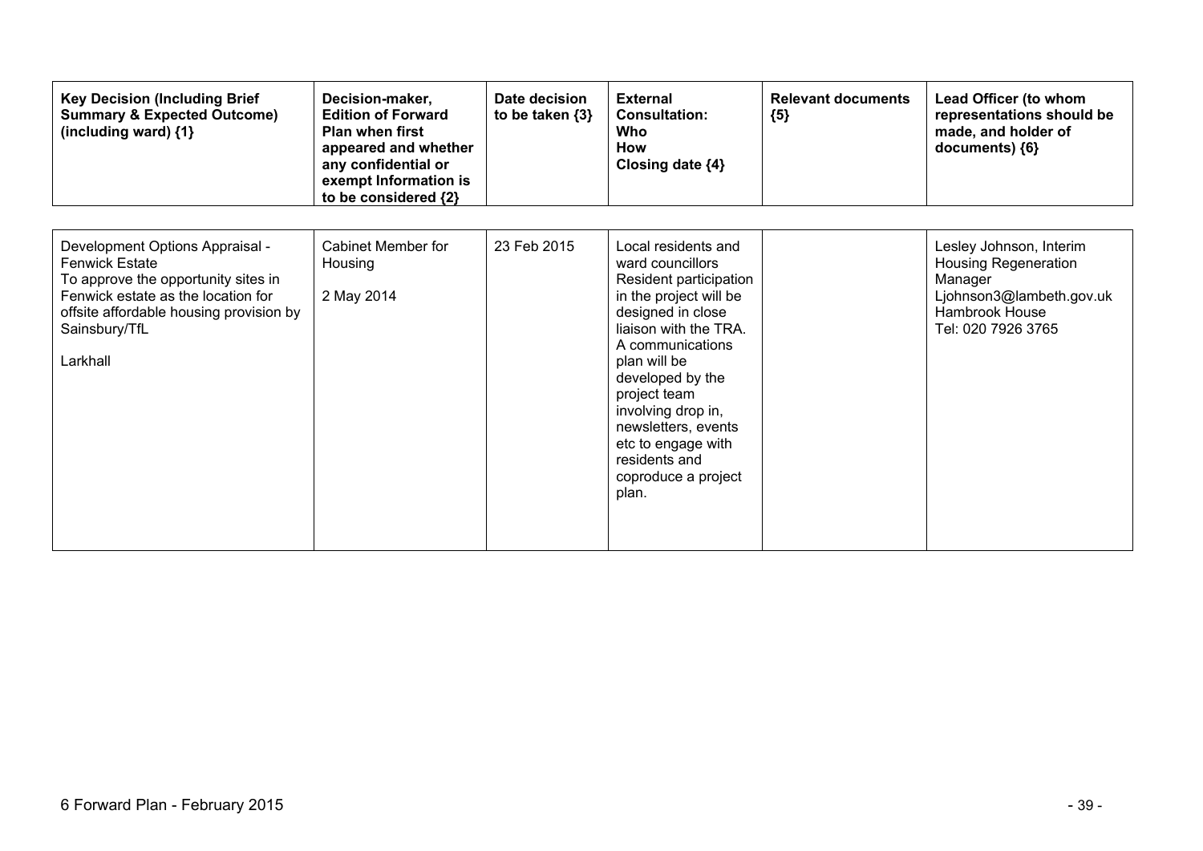| Key Decision (Including Brief Summary & Expected Outcome) (including ward) {1} | Decision-maker, Edition of Forward Plan when first appeared and whether any confidential or exempt Information is to be considered {2} | Date decision to be taken {3} | External Consultation: Who How Closing date {4} | Relevant documents {5} | Lead Officer (to whom representations should be made, and holder of documents) {6} |
|---|---|---|---|---|---|
| Development Options Appraisal - Fenwick Estate<br>To approve the opportunity sites in Fenwick estate as the location for offsite affordable housing provision by Sainsbury/TfL<br><br>Larkhall | Cabinet Member for Housing<br><br>2 May 2014 | 23 Feb 2015 | Local residents and ward councillors<br>Resident participation in the project will be designed in close liaison with the TRA. A communications plan will be developed by the project team involving drop in, newsletters, events etc to engage with residents and coproduce a project plan. | | Lesley Johnson, Interim Housing Regeneration Manager<br>Ljohnson3@lambeth.gov.uk<br>Hambrook House<br>Tel: 020 7926 3765 |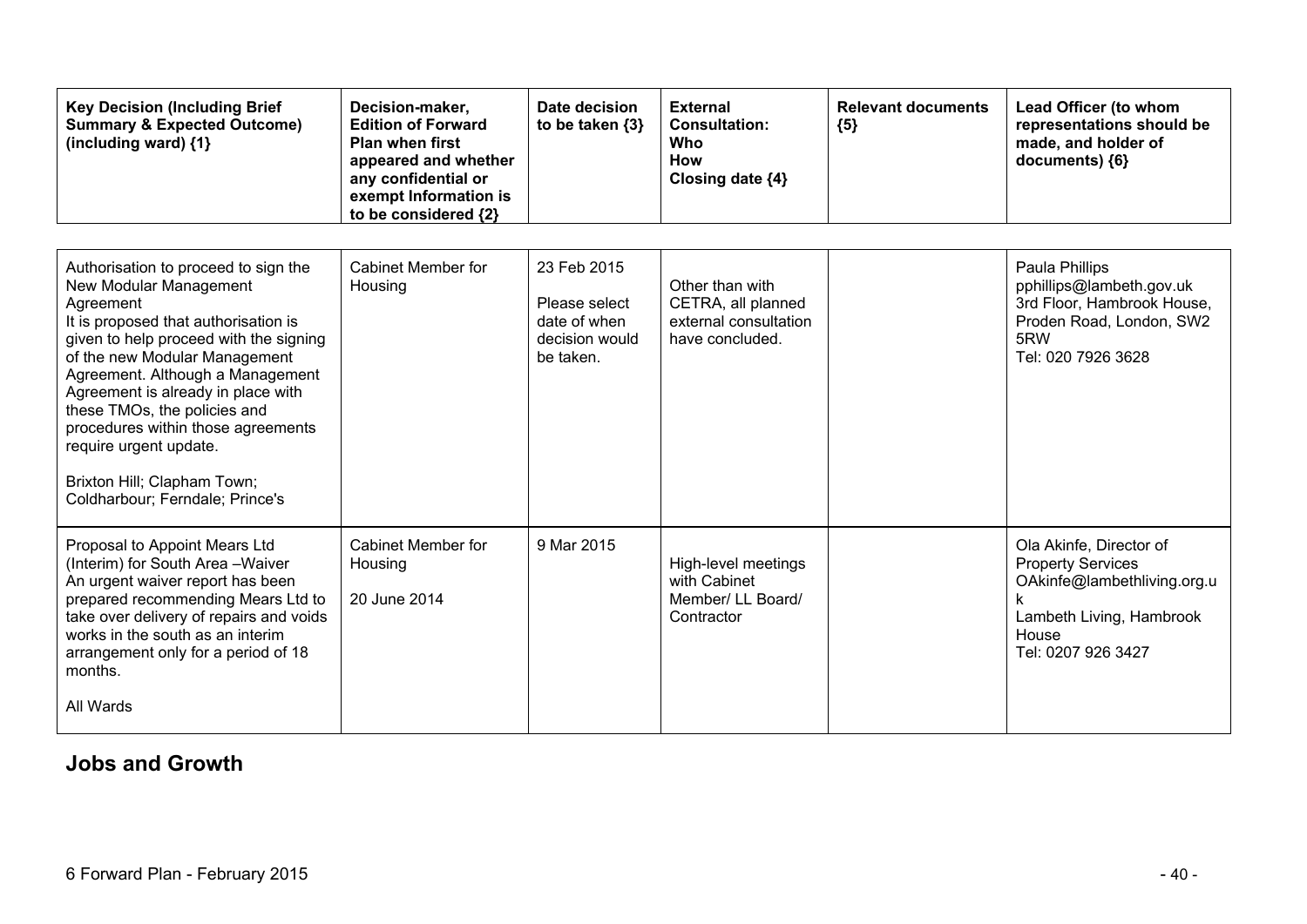| Key Decision (Including Brief Summary & Expected Outcome) (including ward) {1} | Decision-maker, Edition of Forward Plan when first appeared and whether any confidential or exempt Information is to be considered {2} | Date decision to be taken {3} | External Consultation: Who How Closing date {4} | Relevant documents {5} | Lead Officer (to whom representations should be made, and holder of documents) {6} |
|---|---|---|---|---|---|
| Authorisation to proceed to sign the New Modular Management Agreement<br>It is proposed that authorisation is given to help proceed with the signing of the new Modular Management Agreement. Although a Management Agreement is already in place with these TMOs, the policies and procedures within those agreements require urgent update.<br><br>Brixton Hill; Clapham Town; Coldharbour; Ferndale; Prince's | Cabinet Member for Housing | 23 Feb 2015<br><br>Please select date of when decision would be taken. | Other than with CETRA, all planned external consultation have concluded. | | Paula Phillips<br>pphillips@lambeth.gov.uk<br>3rd Floor, Hambrook House, Proden Road, London, SW2 5RW<br>Tel: 020 7926 3628 |
| Proposal to Appoint Mears Ltd (Interim) for South Area –Waiver<br>An urgent waiver report has been prepared recommending Mears Ltd to take over delivery of repairs and voids works in the south as an interim arrangement only for a period of 18 months.<br><br>All Wards | Cabinet Member for Housing<br><br>20 June 2014 | 9 Mar 2015 | High-level meetings with Cabinet Member/ LL Board/ Contractor | | Ola Akinfe, Director of Property Services<br>OAkinfe@lambethliving.org.uk<br>Lambeth Living, Hambrook House<br>Tel: 0207 926 3427 |

## Jobs and Growth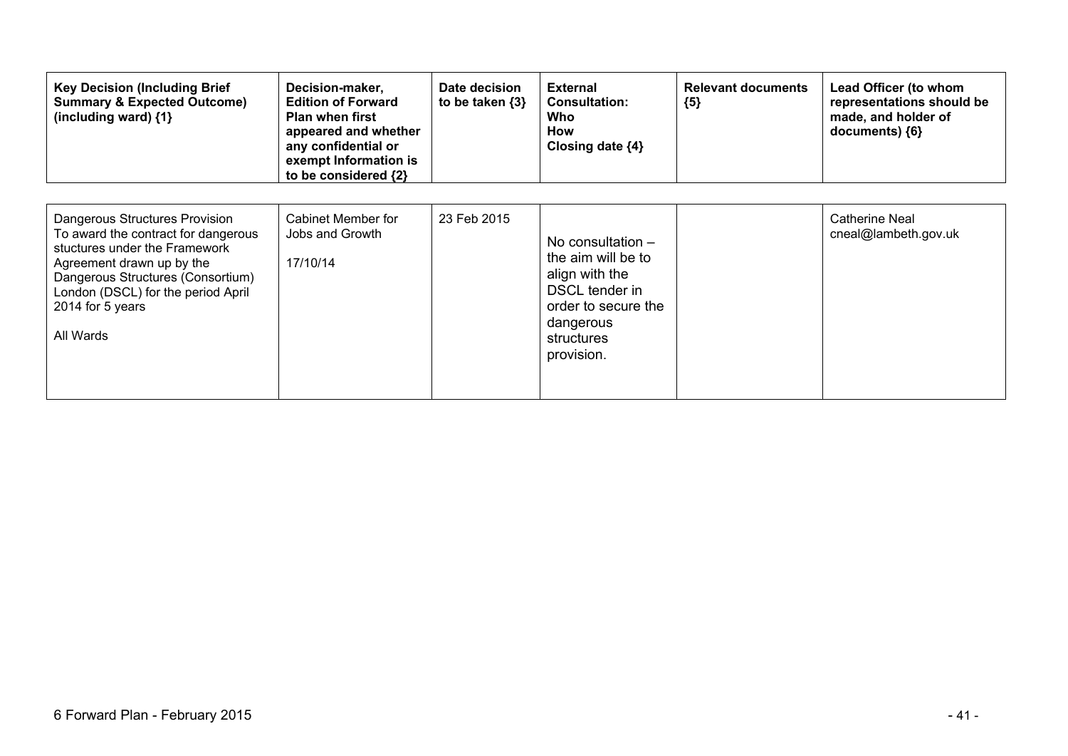| Key Decision (Including Brief Summary & Expected Outcome) (including ward) {1} | Decision-maker, Edition of Forward Plan when first appeared and whether any confidential or exempt Information is to be considered {2} | Date decision to be taken {3} | External Consultation: Who How Closing date {4} | Relevant documents {5} | Lead Officer (to whom representations should be made, and holder of documents) {6} |
|---|---|---|---|---|---|
| Dangerous Structures Provision<br>To award the contract for dangerous stuctures under the Framework Agreement drawn up by the Dangerous Structures (Consortium) London (DSCL) for the period April 2014 for 5 years<br><br>All Wards | Cabinet Member for Jobs and Growth<br><br>17/10/14 | 23 Feb 2015 | No consultation – the aim will be to align with the DSCL tender in order to secure the dangerous structures provision. | | Catherine Neal<br>cneal@lambeth.gov.uk |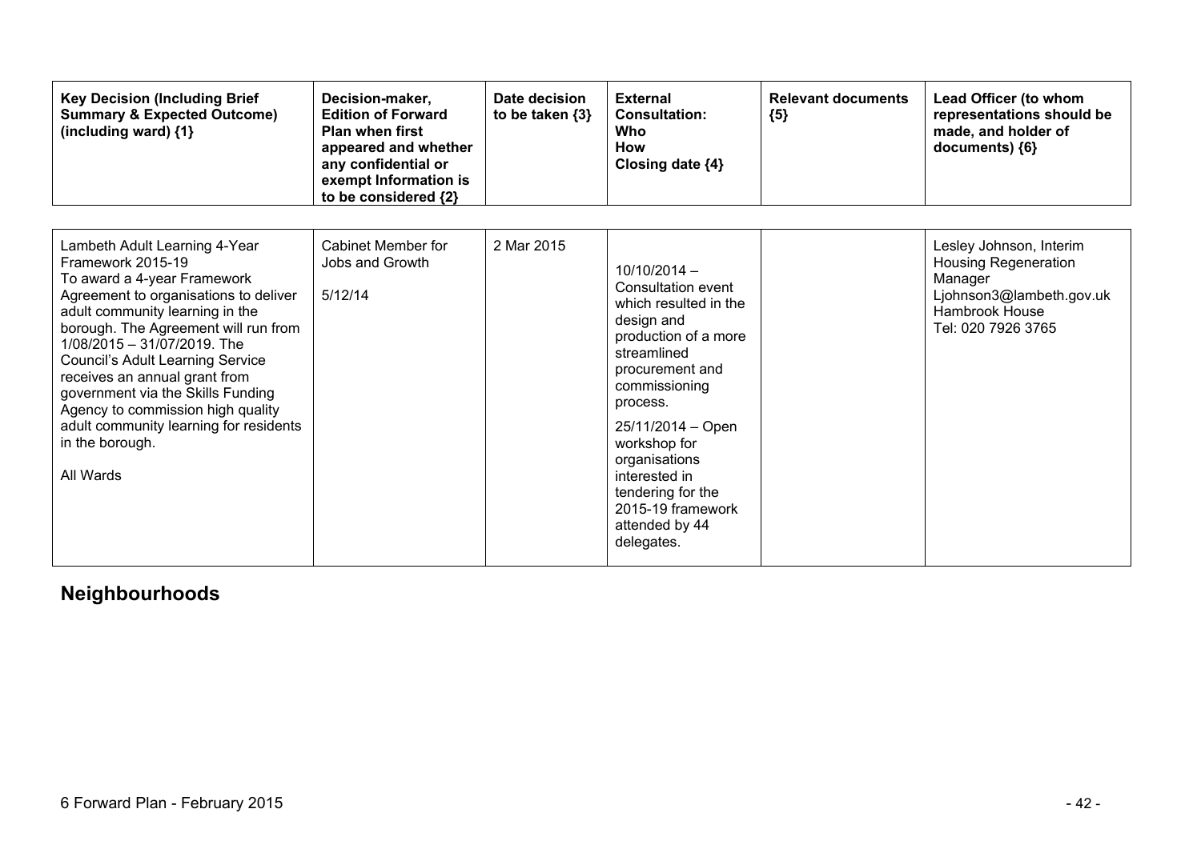| Key Decision (Including Brief Summary & Expected Outcome) (including ward) {1} | Decision-maker, Edition of Forward Plan when first appeared and whether any confidential or exempt Information is to be considered {2} | Date decision to be taken {3} | External Consultation: Who How Closing date {4} | Relevant documents {5} | Lead Officer (to whom representations should be made, and holder of documents) {6} |
|---|---|---|---|---|---|
| Lambeth Adult Learning 4-Year Framework 2015-19<br>To award a 4-year Framework Agreement to organisations to deliver adult community learning in the borough. The Agreement will run from 1/08/2015 – 31/07/2019. The Council's Adult Learning Service receives an annual grant from government via the Skills Funding Agency to commission high quality adult community learning for residents in the borough.<br><br>All Wards | Cabinet Member for Jobs and Growth<br><br>5/12/14 | 2 Mar 2015 | 10/10/2014 – Consultation event which resulted in the design and production of a more streamlined procurement and commissioning process.<br><br>25/11/2014 – Open workshop for organisations interested in tendering for the 2015-19 framework attended by 44 delegates. | | Lesley Johnson, Interim Housing Regeneration Manager<br>Ljohnson3@lambeth.gov.uk<br>Hambrook House<br>Tel: 020 7926 3765 |

## Neighbourhoods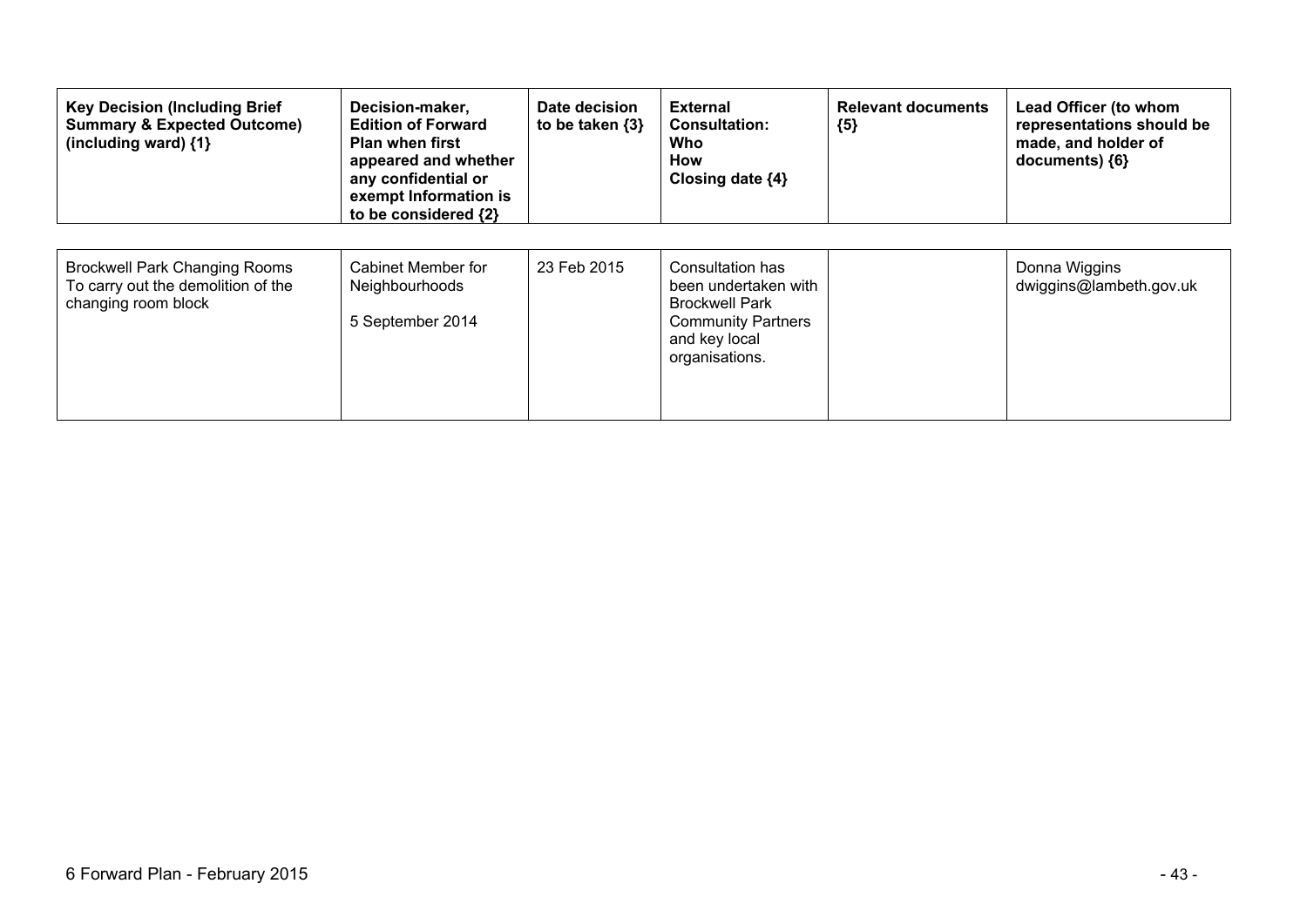| Key Decision (Including Brief Summary & Expected Outcome) (including ward) {1} | Decision-maker, Edition of Forward Plan when first appeared and whether any confidential or exempt Information is to be considered {2} | Date decision to be taken {3} | External Consultation: Who How Closing date {4} | Relevant documents {5} | Lead Officer (to whom representations should be made, and holder of documents) {6} |
|---|---|---|---|---|---|
| Brockwell Park Changing Rooms To carry out the demolition of the changing room block | Cabinet Member for Neighbourhoods 5 September 2014 | 23 Feb 2015 | Consultation has been undertaken with Brockwell Park Community Partners and key local organisations. | | Donna Wiggins dwiggins@lambeth.gov.uk |